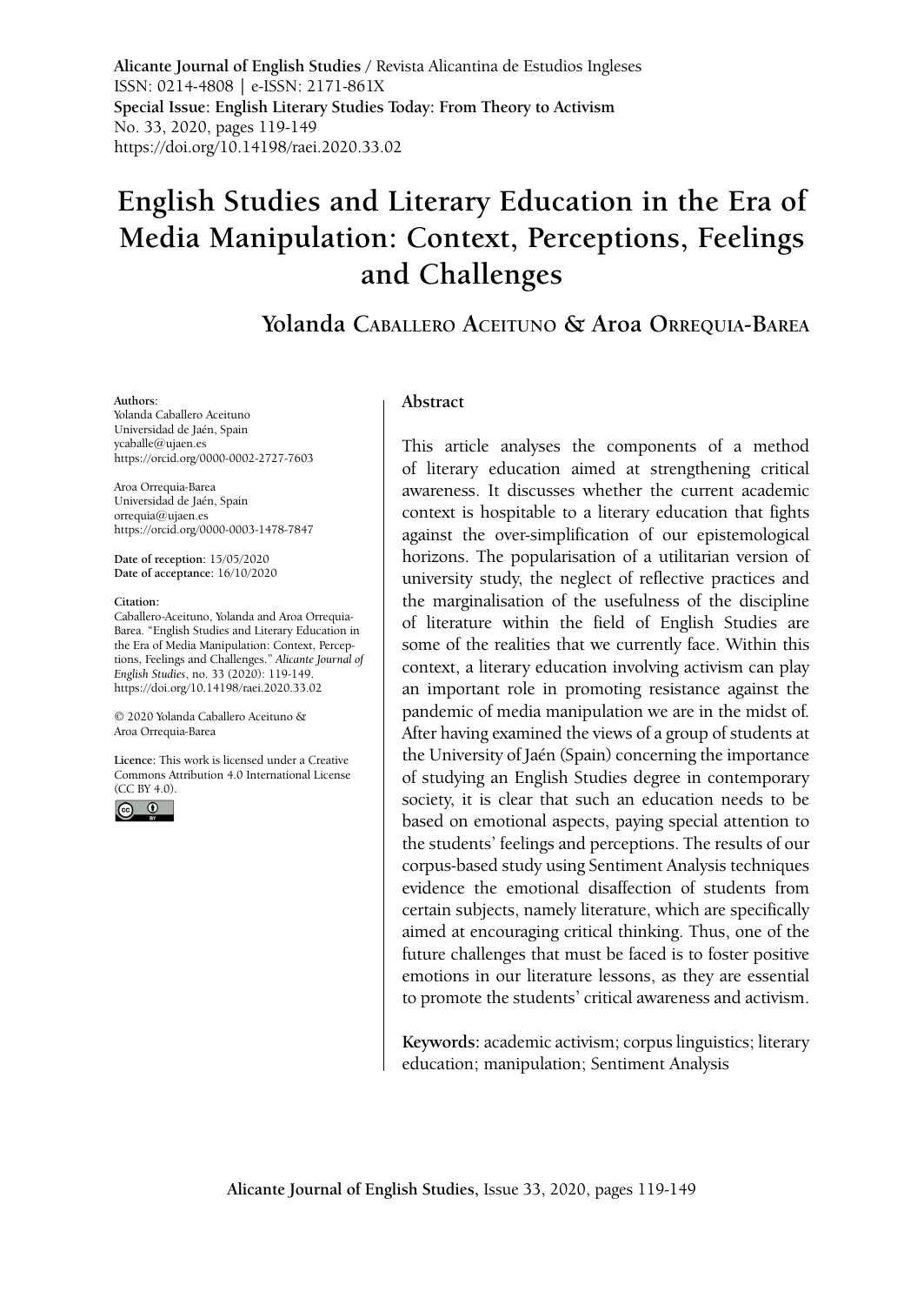**Alicante Journal of English Studies** / Revista Alicantina de Estudios Ingleses
ISSN: 0214-4808 | e-ISSN: 2171-861X
**Special Issue: English Literary Studies Today: From Theory to Activism**
No. 33, 2020, pages 119-149
https://doi.org/10.14198/raei.2020.33.02

# English Studies and Literary Education in the Era of Media Manipulation: Context, Perceptions, Feelings and Challenges

## Yolanda Caballero Aceituno & Aroa Orrequia-Barea

**Authors**:
Yolanda Caballero Aceituno
Universidad de Jaén, Spain
ycaballe@ujaen.es
https://orcid.org/0000-0002-2727-7603

Aroa Orrequia-Barea
Universidad de Jaén, Spain
orrequia@ujaen.es
https://orcid.org/0000-0003-1478-7847

**Date of reception**: 15/05/2020
**Date of acceptance**: 16/10/2020

**Citation**:
Caballero-Aceituno, Yolanda and Aroa Orrequia-Barea. "English Studies and Literary Education in the Era of Media Manipulation: Context, Perceptions, Feelings and Challenges." *Alicante Journal of English Studies*, no. 33 (2020): 119-149. https://doi.org/10.14198/raei.2020.33.02

© 2020 Yolanda Caballero Aceituno & Aroa Orrequia-Barea

**Licence**: This work is licensed under a Creative Commons Attribution 4.0 International License (CC BY 4.0).

### Abstract

This article analyses the components of a method of literary education aimed at strengthening critical awareness. It discusses whether the current academic context is hospitable to a literary education that fights against the over-simplification of our epistemological horizons. The popularisation of a utilitarian version of university study, the neglect of reflective practices and the marginalisation of the usefulness of the discipline of literature within the field of English Studies are some of the realities that we currently face. Within this context, a literary education involving activism can play an important role in promoting resistance against the pandemic of media manipulation we are in the midst of. After having examined the views of a group of students at the University of Jaén (Spain) concerning the importance of studying an English Studies degree in contemporary society, it is clear that such an education needs to be based on emotional aspects, paying special attention to the students' feelings and perceptions. The results of our corpus-based study using Sentiment Analysis techniques evidence the emotional disaffection of students from certain subjects, namely literature, which are specifically aimed at encouraging critical thinking. Thus, one of the future challenges that must be faced is to foster positive emotions in our literature lessons, as they are essential to promote the students' critical awareness and activism.

**Keywords:** academic activism; corpus linguistics; literary education; manipulation; Sentiment Analysis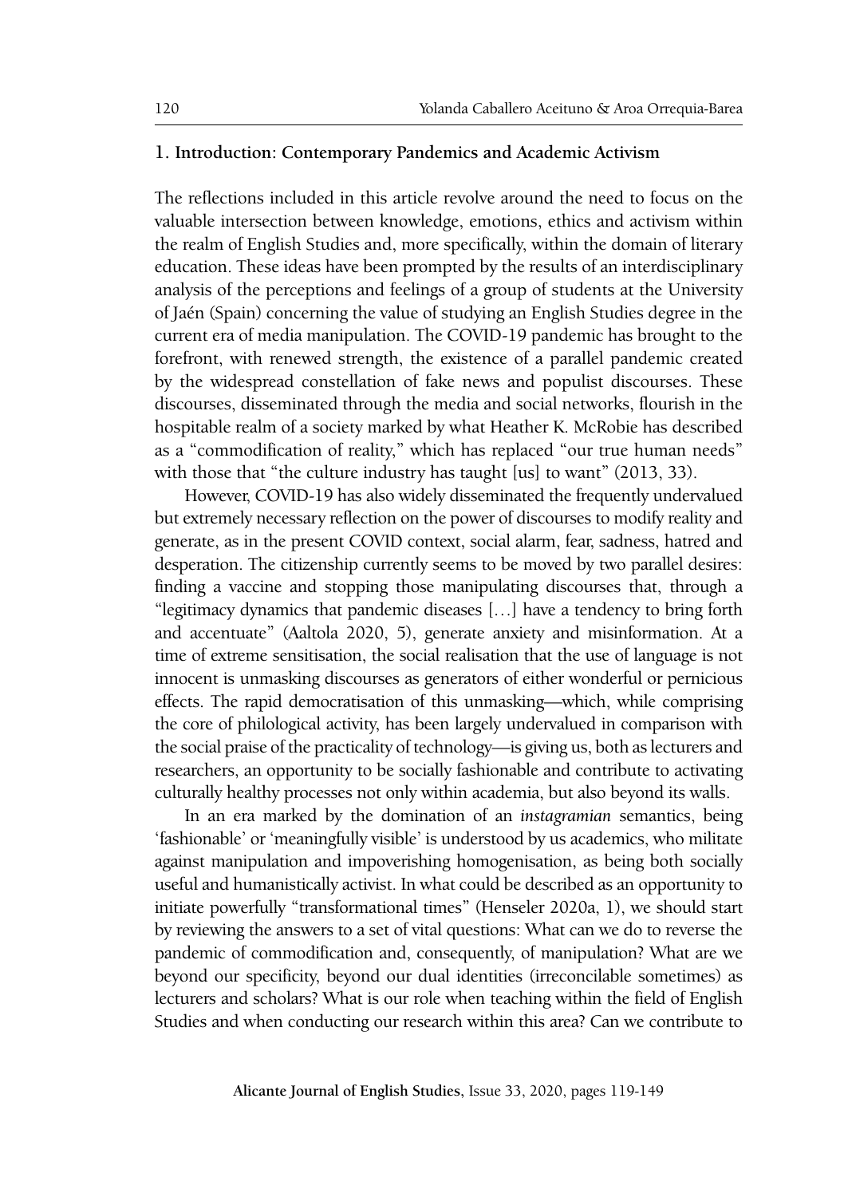## 1. Introduction: Contemporary Pandemics and Academic Activism

The reflections included in this article revolve around the need to focus on the valuable intersection between knowledge, emotions, ethics and activism within the realm of English Studies and, more specifically, within the domain of literary education. These ideas have been prompted by the results of an interdisciplinary analysis of the perceptions and feelings of a group of students at the University of Jaén (Spain) concerning the value of studying an English Studies degree in the current era of media manipulation. The COVID-19 pandemic has brought to the forefront, with renewed strength, the existence of a parallel pandemic created by the widespread constellation of fake news and populist discourses. These discourses, disseminated through the media and social networks, flourish in the hospitable realm of a society marked by what Heather K. McRobie has described as a "commodification of reality," which has replaced "our true human needs" with those that "the culture industry has taught [us] to want" (2013, 33).

However, COVID-19 has also widely disseminated the frequently undervalued but extremely necessary reflection on the power of discourses to modify reality and generate, as in the present COVID context, social alarm, fear, sadness, hatred and desperation. The citizenship currently seems to be moved by two parallel desires: finding a vaccine and stopping those manipulating discourses that, through a "legitimacy dynamics that pandemic diseases […] have a tendency to bring forth and accentuate" (Aaltola 2020, 5), generate anxiety and misinformation. At a time of extreme sensitisation, the social realisation that the use of language is not innocent is unmasking discourses as generators of either wonderful or pernicious effects. The rapid democratisation of this unmasking—which, while comprising the core of philological activity, has been largely undervalued in comparison with the social praise of the practicality of technology—is giving us, both as lecturers and researchers, an opportunity to be socially fashionable and contribute to activating culturally healthy processes not only within academia, but also beyond its walls.

In an era marked by the domination of an *instagramian* semantics, being 'fashionable' or 'meaningfully visible' is understood by us academics, who militate against manipulation and impoverishing homogenisation, as being both socially useful and humanistically activist. In what could be described as an opportunity to initiate powerfully "transformational times" (Henseler 2020a, 1), we should start by reviewing the answers to a set of vital questions: What can we do to reverse the pandemic of commodification and, consequently, of manipulation? What are we beyond our specificity, beyond our dual identities (irreconcilable sometimes) as lecturers and scholars? What is our role when teaching within the field of English Studies and when conducting our research within this area? Can we contribute to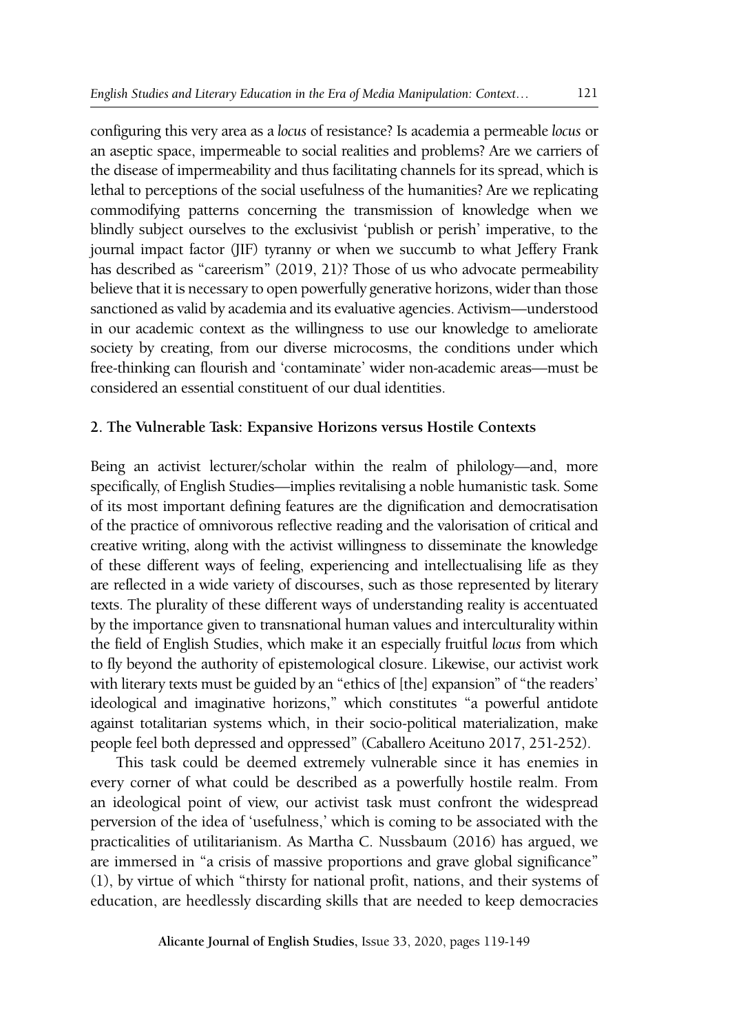configuring this very area as a *locus* of resistance? Is academia a permeable *locus* or an aseptic space, impermeable to social realities and problems? Are we carriers of the disease of impermeability and thus facilitating channels for its spread, which is lethal to perceptions of the social usefulness of the humanities? Are we replicating commodifying patterns concerning the transmission of knowledge when we blindly subject ourselves to the exclusivist 'publish or perish' imperative, to the journal impact factor (JIF) tyranny or when we succumb to what Jeffery Frank has described as "careerism" (2019, 21)? Those of us who advocate permeability believe that it is necessary to open powerfully generative horizons, wider than those sanctioned as valid by academia and its evaluative agencies. Activism—understood in our academic context as the willingness to use our knowledge to ameliorate society by creating, from our diverse microcosms, the conditions under which free-thinking can flourish and 'contaminate' wider non-academic areas—must be considered an essential constituent of our dual identities.

## 2. The Vulnerable Task: Expansive Horizons versus Hostile Contexts

Being an activist lecturer/scholar within the realm of philology—and, more specifically, of English Studies—implies revitalising a noble humanistic task. Some of its most important defining features are the dignification and democratisation of the practice of omnivorous reflective reading and the valorisation of critical and creative writing, along with the activist willingness to disseminate the knowledge of these different ways of feeling, experiencing and intellectualising life as they are reflected in a wide variety of discourses, such as those represented by literary texts. The plurality of these different ways of understanding reality is accentuated by the importance given to transnational human values and interculturality within the field of English Studies, which make it an especially fruitful *locus* from which to fly beyond the authority of epistemological closure. Likewise, our activist work with literary texts must be guided by an "ethics of [the] expansion" of "the readers' ideological and imaginative horizons," which constitutes "a powerful antidote against totalitarian systems which, in their socio-political materialization, make people feel both depressed and oppressed" (Caballero Aceituno 2017, 251-252).

This task could be deemed extremely vulnerable since it has enemies in every corner of what could be described as a powerfully hostile realm. From an ideological point of view, our activist task must confront the widespread perversion of the idea of 'usefulness,' which is coming to be associated with the practicalities of utilitarianism. As Martha C. Nussbaum (2016) has argued, we are immersed in "a crisis of massive proportions and grave global significance" (1), by virtue of which "thirsty for national profit, nations, and their systems of education, are heedlessly discarding skills that are needed to keep democracies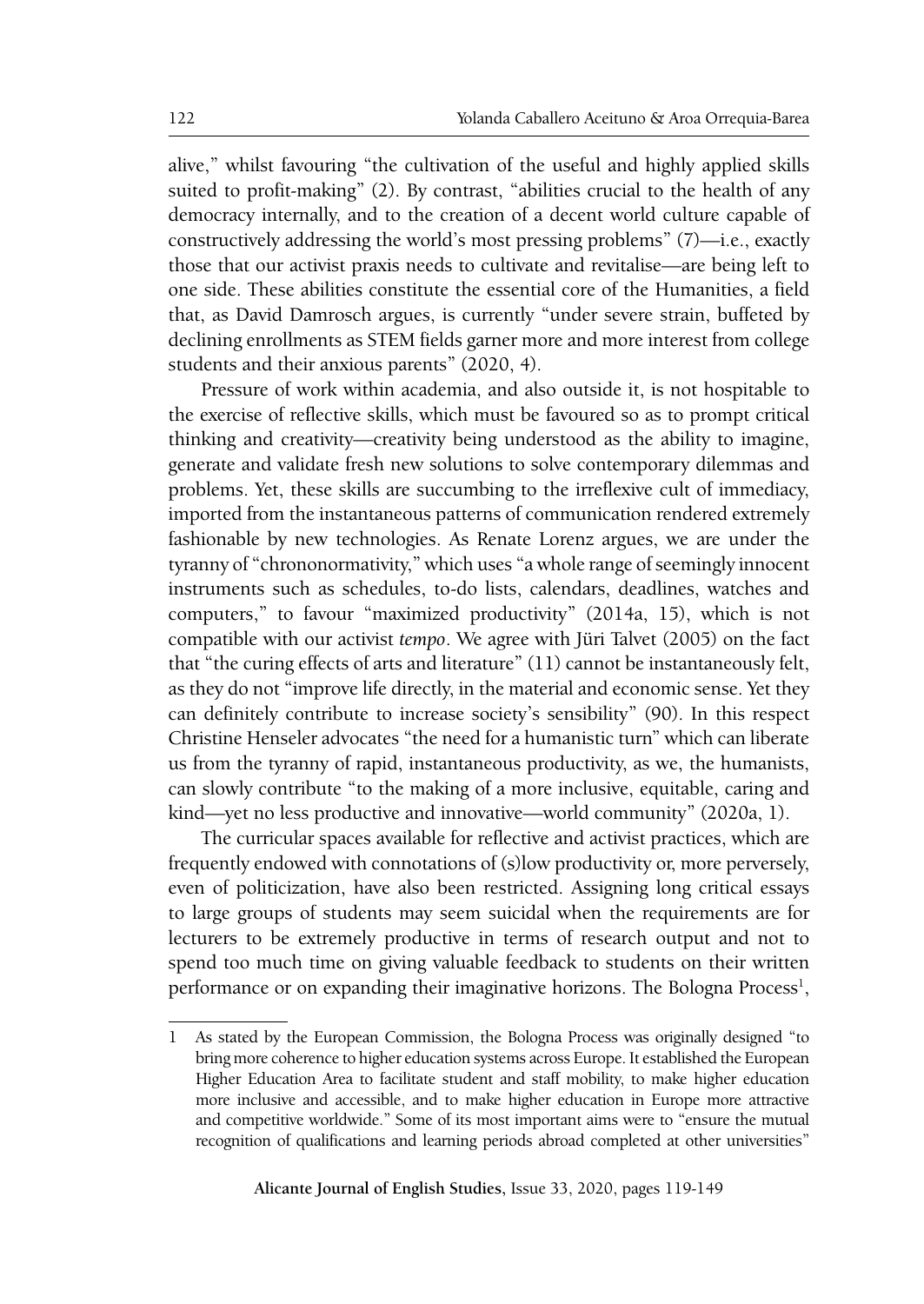alive," whilst favouring "the cultivation of the useful and highly applied skills suited to profit-making" (2). By contrast, "abilities crucial to the health of any democracy internally, and to the creation of a decent world culture capable of constructively addressing the world's most pressing problems" (7)—i.e., exactly those that our activist praxis needs to cultivate and revitalise—are being left to one side. These abilities constitute the essential core of the Humanities, a field that, as David Damrosch argues, is currently "under severe strain, buffeted by declining enrollments as STEM fields garner more and more interest from college students and their anxious parents" (2020, 4).

Pressure of work within academia, and also outside it, is not hospitable to the exercise of reflective skills, which must be favoured so as to prompt critical thinking and creativity—creativity being understood as the ability to imagine, generate and validate fresh new solutions to solve contemporary dilemmas and problems. Yet, these skills are succumbing to the irreflexive cult of immediacy, imported from the instantaneous patterns of communication rendered extremely fashionable by new technologies. As Renate Lorenz argues, we are under the tyranny of "chrononormativity," which uses "a whole range of seemingly innocent instruments such as schedules, to-do lists, calendars, deadlines, watches and computers," to favour "maximized productivity" (2014a, 15), which is not compatible with our activist *tempo*. We agree with Jüri Talvet (2005) on the fact that "the curing effects of arts and literature" (11) cannot be instantaneously felt, as they do not "improve life directly, in the material and economic sense. Yet they can definitely contribute to increase society's sensibility" (90). In this respect Christine Henseler advocates "the need for a humanistic turn" which can liberate us from the tyranny of rapid, instantaneous productivity, as we, the humanists, can slowly contribute "to the making of a more inclusive, equitable, caring and kind—yet no less productive and innovative—world community" (2020a, 1).

The curricular spaces available for reflective and activist practices, which are frequently endowed with connotations of (s)low productivity or, more perversely, even of politicization, have also been restricted. Assigning long critical essays to large groups of students may seem suicidal when the requirements are for lecturers to be extremely productive in terms of research output and not to spend too much time on giving valuable feedback to students on their written performance or on expanding their imaginative horizons. The Bologna Process[1],

[1] As stated by the European Commission, the Bologna Process was originally designed "to bring more coherence to higher education systems across Europe. It established the European Higher Education Area to facilitate student and staff mobility, to make higher education more inclusive and accessible, and to make higher education in Europe more attractive and competitive worldwide." Some of its most important aims were to "ensure the mutual recognition of qualifications and learning periods abroad completed at other universities"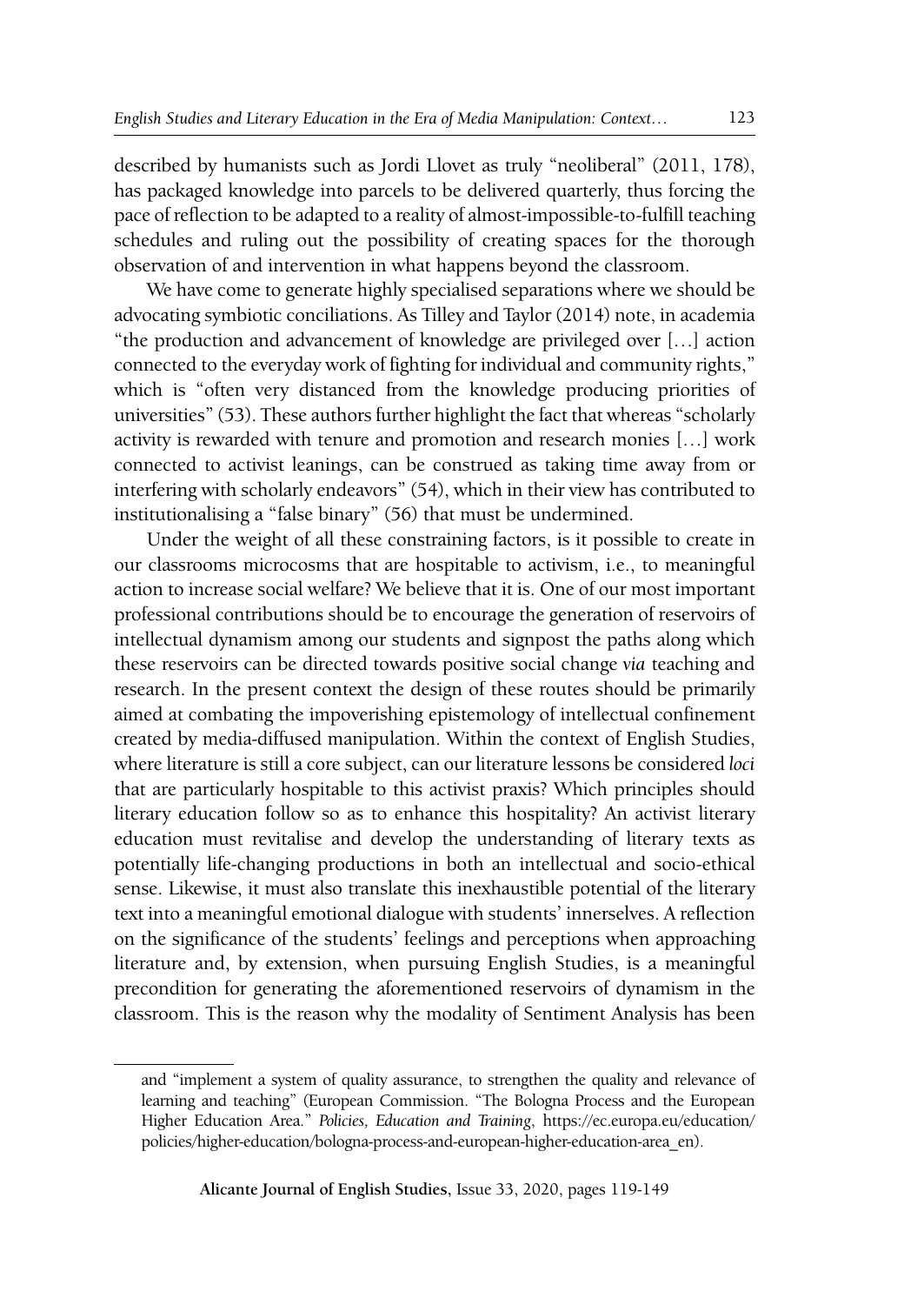described by humanists such as Jordi Llovet as truly "neoliberal" (2011, 178), has packaged knowledge into parcels to be delivered quarterly, thus forcing the pace of reflection to be adapted to a reality of almost-impossible-to-fulfill teaching schedules and ruling out the possibility of creating spaces for the thorough observation of and intervention in what happens beyond the classroom.

We have come to generate highly specialised separations where we should be advocating symbiotic conciliations. As Tilley and Taylor (2014) note, in academia "the production and advancement of knowledge are privileged over […] action connected to the everyday work of fighting for individual and community rights," which is "often very distanced from the knowledge producing priorities of universities" (53). These authors further highlight the fact that whereas "scholarly activity is rewarded with tenure and promotion and research monies […] work connected to activist leanings, can be construed as taking time away from or interfering with scholarly endeavors" (54), which in their view has contributed to institutionalising a "false binary" (56) that must be undermined.

Under the weight of all these constraining factors, is it possible to create in our classrooms microcosms that are hospitable to activism, i.e., to meaningful action to increase social welfare? We believe that it is. One of our most important professional contributions should be to encourage the generation of reservoirs of intellectual dynamism among our students and signpost the paths along which these reservoirs can be directed towards positive social change *via* teaching and research. In the present context the design of these routes should be primarily aimed at combating the impoverishing epistemology of intellectual confinement created by media-diffused manipulation. Within the context of English Studies, where literature is still a core subject, can our literature lessons be considered *loci* that are particularly hospitable to this activist praxis? Which principles should literary education follow so as to enhance this hospitality? An activist literary education must revitalise and develop the understanding of literary texts as potentially life-changing productions in both an intellectual and socio-ethical sense. Likewise, it must also translate this inexhaustible potential of the literary text into a meaningful emotional dialogue with students' innerselves. A reflection on the significance of the students' feelings and perceptions when approaching literature and, by extension, when pursuing English Studies, is a meaningful precondition for generating the aforementioned reservoirs of dynamism in the classroom. This is the reason why the modality of Sentiment Analysis has been

---

and "implement a system of quality assurance, to strengthen the quality and relevance of learning and teaching" (European Commission. "The Bologna Process and the European Higher Education Area." *Policies, Education and Training*, https://ec.europa.eu/education/policies/higher-education/bologna-process-and-european-higher-education-area_en).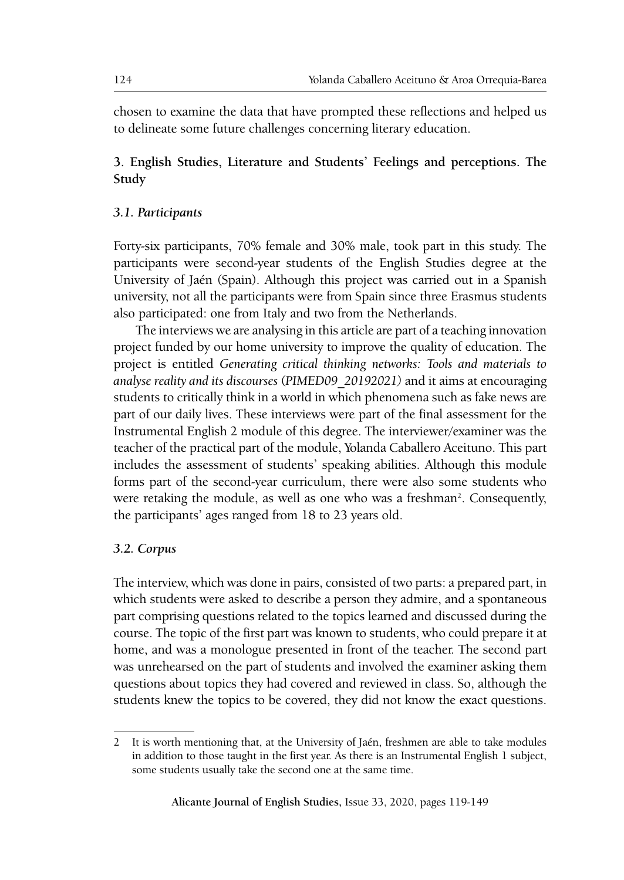chosen to examine the data that have prompted these reflections and helped us to delineate some future challenges concerning literary education.

## 3. English Studies, Literature and Students' Feelings and perceptions. The Study

### *3.1. Participants*

Forty-six participants, 70% female and 30% male, took part in this study. The participants were second-year students of the English Studies degree at the University of Jaén (Spain). Although this project was carried out in a Spanish university, not all the participants were from Spain since three Erasmus students also participated: one from Italy and two from the Netherlands.

The interviews we are analysing in this article are part of a teaching innovation project funded by our home university to improve the quality of education. The project is entitled *Generating critical thinking networks: Tools and materials to analyse reality and its discourses (PIMED09_20192021)* and it aims at encouraging students to critically think in a world in which phenomena such as fake news are part of our daily lives. These interviews were part of the final assessment for the Instrumental English 2 module of this degree. The interviewer/examiner was the teacher of the practical part of the module, Yolanda Caballero Aceituno. This part includes the assessment of students' speaking abilities. Although this module forms part of the second-year curriculum, there were also some students who were retaking the module, as well as one who was a freshman[2]. Consequently, the participants' ages ranged from 18 to 23 years old.

### *3.2. Corpus*

The interview, which was done in pairs, consisted of two parts: a prepared part, in which students were asked to describe a person they admire, and a spontaneous part comprising questions related to the topics learned and discussed during the course. The topic of the first part was known to students, who could prepare it at home, and was a monologue presented in front of the teacher. The second part was unrehearsed on the part of students and involved the examiner asking them questions about topics they had covered and reviewed in class. So, although the students knew the topics to be covered, they did not know the exact questions.

---

2 It is worth mentioning that, at the University of Jaén, freshmen are able to take modules in addition to those taught in the first year. As there is an Instrumental English 1 subject, some students usually take the second one at the same time.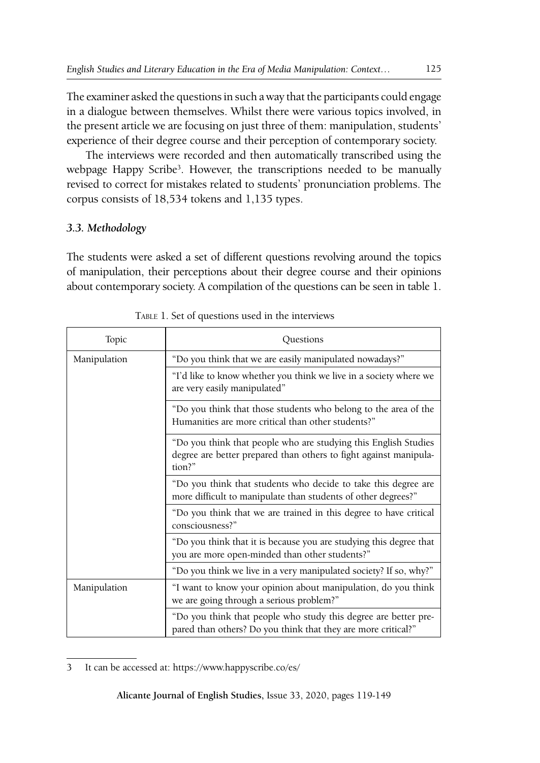The examiner asked the questions in such a way that the participants could engage in a dialogue between themselves. Whilst there were various topics involved, in the present article we are focusing on just three of them: manipulation, students' experience of their degree course and their perception of contemporary society.

The interviews were recorded and then automatically transcribed using the webpage Happy Scribe[3]. However, the transcriptions needed to be manually revised to correct for mistakes related to students' pronunciation problems. The corpus consists of 18,534 tokens and 1,135 types.

### *3.3. Methodology*

The students were asked a set of different questions revolving around the topics of manipulation, their perceptions about their degree course and their opinions about contemporary society. A compilation of the questions can be seen in table 1.

TABLE 1. Set of questions used in the interviews

| Topic | Questions |
|---|---|
| Manipulation | "Do you think that we are easily manipulated nowadays?" |
| | "I'd like to know whether you think we live in a society where we are very easily manipulated" |
| | "Do you think that those students who belong to the area of the Humanities are more critical than other students?" |
| | "Do you think that people who are studying this English Studies degree are better prepared than others to fight against manipulation?" |
| | "Do you think that students who decide to take this degree are more difficult to manipulate than students of other degrees?" |
| | "Do you think that we are trained in this degree to have critical consciousness?" |
| | "Do you think that it is because you are studying this degree that you are more open-minded than other students?" |
| | "Do you think we live in a very manipulated society? If so, why?" |
| Manipulation | "I want to know your opinion about manipulation, do you think we are going through a serious problem?" |
| | "Do you think that people who study this degree are better prepared than others? Do you think that they are more critical?" |

3 It can be accessed at: https://www.happyscribe.co/es/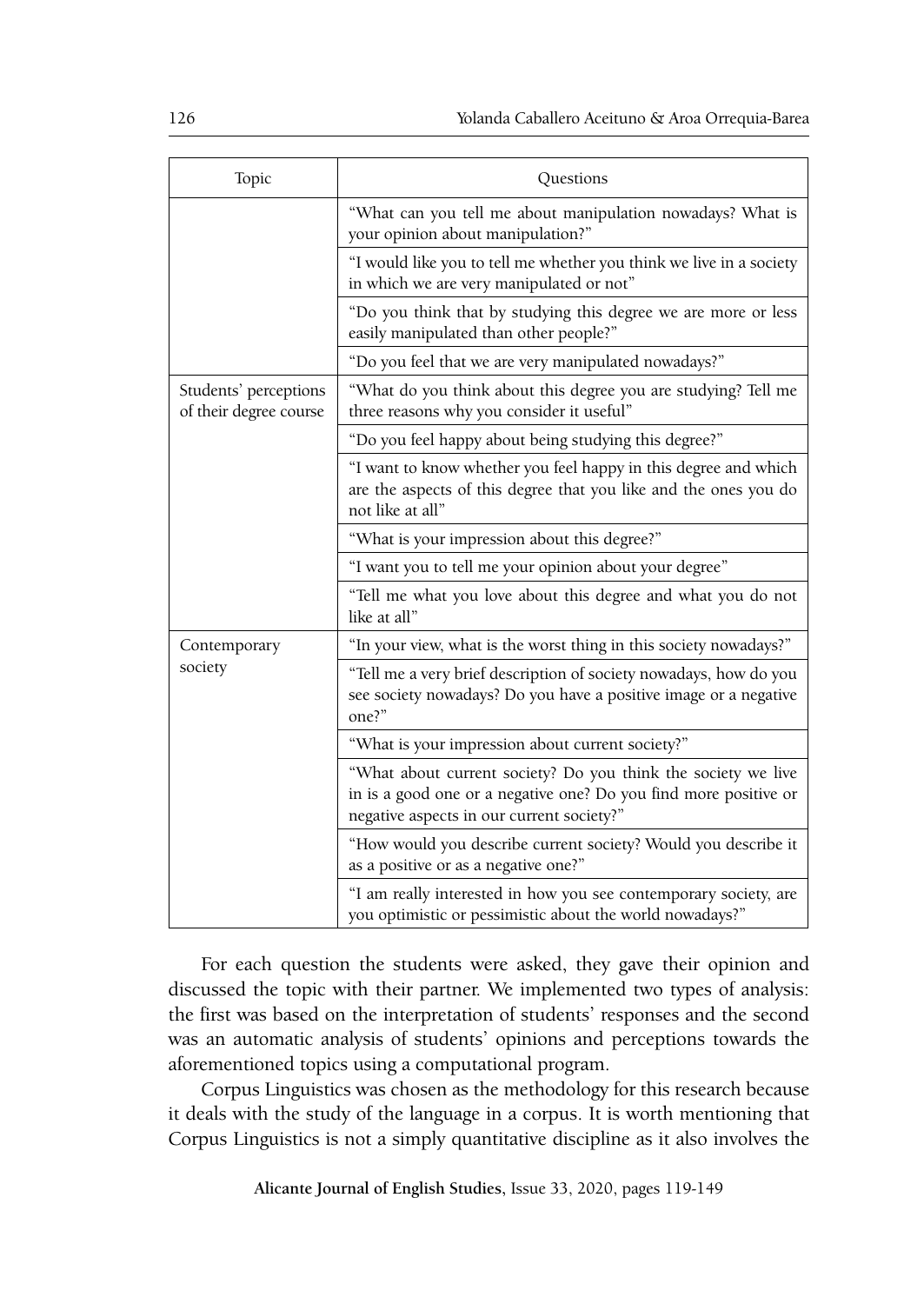| Topic | Questions |
|---|---|
| | "What can you tell me about manipulation nowadays? What is your opinion about manipulation?" |
| | "I would like you to tell me whether you think we live in a society in which we are very manipulated or not" |
| | "Do you think that by studying this degree we are more or less easily manipulated than other people?" |
| | "Do you feel that we are very manipulated nowadays?" |
| Students' perceptions of their degree course | "What do you think about this degree you are studying? Tell me three reasons why you consider it useful" |
| | "Do you feel happy about being studying this degree?" |
| | "I want to know whether you feel happy in this degree and which are the aspects of this degree that you like and the ones you do not like at all" |
| | "What is your impression about this degree?" |
| | "I want you to tell me your opinion about your degree" |
| | "Tell me what you love about this degree and what you do not like at all" |
| Contemporary society | "In your view, what is the worst thing in this society nowadays?" |
| | "Tell me a very brief description of society nowadays, how do you see society nowadays? Do you have a positive image or a negative one?" |
| | "What is your impression about current society?" |
| | "What about current society? Do you think the society we live in is a good one or a negative one? Do you find more positive or negative aspects in our current society?" |
| | "How would you describe current society? Would you describe it as a positive or as a negative one?" |
| | "I am really interested in how you see contemporary society, are you optimistic or pessimistic about the world nowadays?" |

For each question the students were asked, they gave their opinion and discussed the topic with their partner. We implemented two types of analysis: the first was based on the interpretation of students' responses and the second was an automatic analysis of students' opinions and perceptions towards the aforementioned topics using a computational program.

Corpus Linguistics was chosen as the methodology for this research because it deals with the study of the language in a corpus. It is worth mentioning that Corpus Linguistics is not a simply quantitative discipline as it also involves the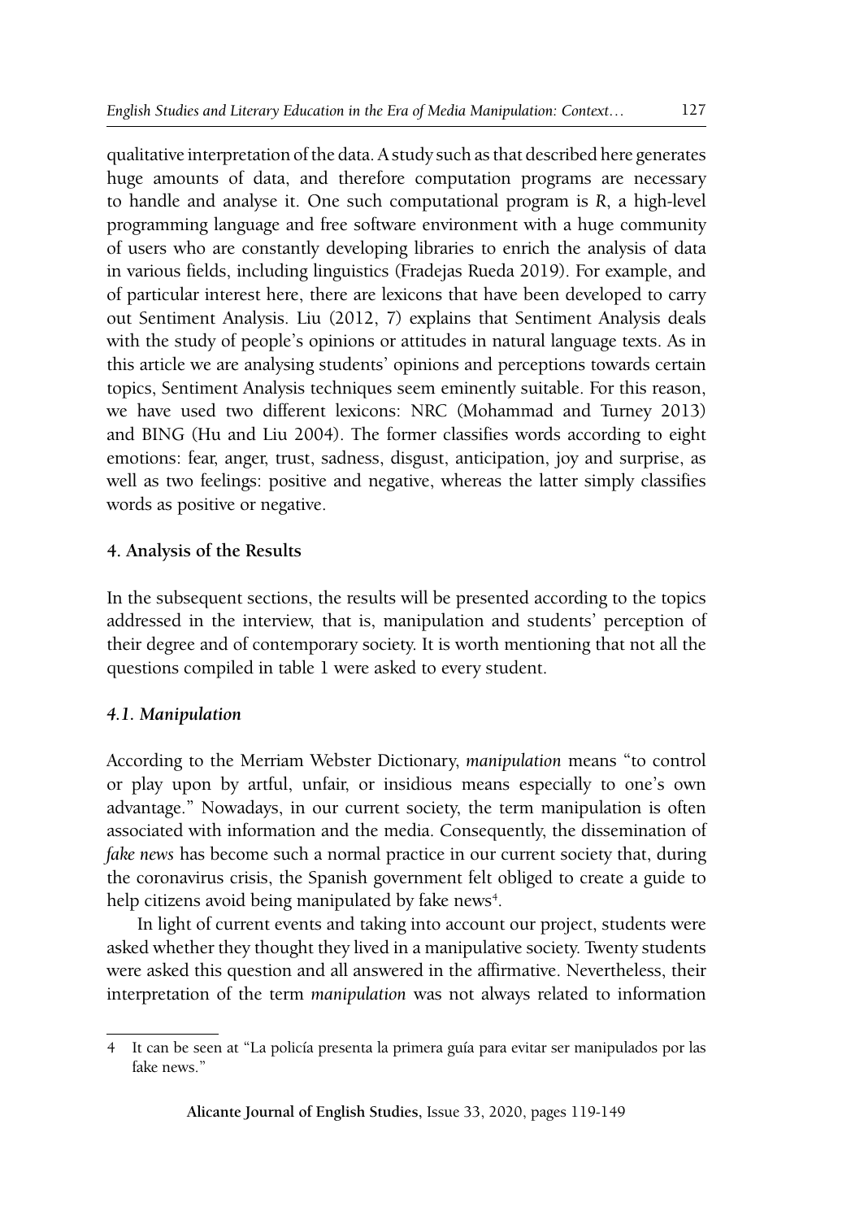qualitative interpretation of the data. A study such as that described here generates huge amounts of data, and therefore computation programs are necessary to handle and analyse it. One such computational program is *R*, a high-level programming language and free software environment with a huge community of users who are constantly developing libraries to enrich the analysis of data in various fields, including linguistics (Fradejas Rueda 2019). For example, and of particular interest here, there are lexicons that have been developed to carry out Sentiment Analysis. Liu (2012, 7) explains that Sentiment Analysis deals with the study of people's opinions or attitudes in natural language texts. As in this article we are analysing students' opinions and perceptions towards certain topics, Sentiment Analysis techniques seem eminently suitable. For this reason, we have used two different lexicons: NRC (Mohammad and Turney 2013) and BING (Hu and Liu 2004). The former classifies words according to eight emotions: fear, anger, trust, sadness, disgust, anticipation, joy and surprise, as well as two feelings: positive and negative, whereas the latter simply classifies words as positive or negative.

## 4. Analysis of the Results

In the subsequent sections, the results will be presented according to the topics addressed in the interview, that is, manipulation and students' perception of their degree and of contemporary society. It is worth mentioning that not all the questions compiled in table 1 were asked to every student.

### *4.1. Manipulation*

According to the Merriam Webster Dictionary, *manipulation* means "to control or play upon by artful, unfair, or insidious means especially to one's own advantage." Nowadays, in our current society, the term manipulation is often associated with information and the media. Consequently, the dissemination of *fake news* has become such a normal practice in our current society that, during the coronavirus crisis, the Spanish government felt obliged to create a guide to help citizens avoid being manipulated by fake news[4].

In light of current events and taking into account our project, students were asked whether they thought they lived in a manipulative society. Twenty students were asked this question and all answered in the affirmative. Nevertheless, their interpretation of the term *manipulation* was not always related to information

---

[4] It can be seen at "La policía presenta la primera guía para evitar ser manipulados por las fake news."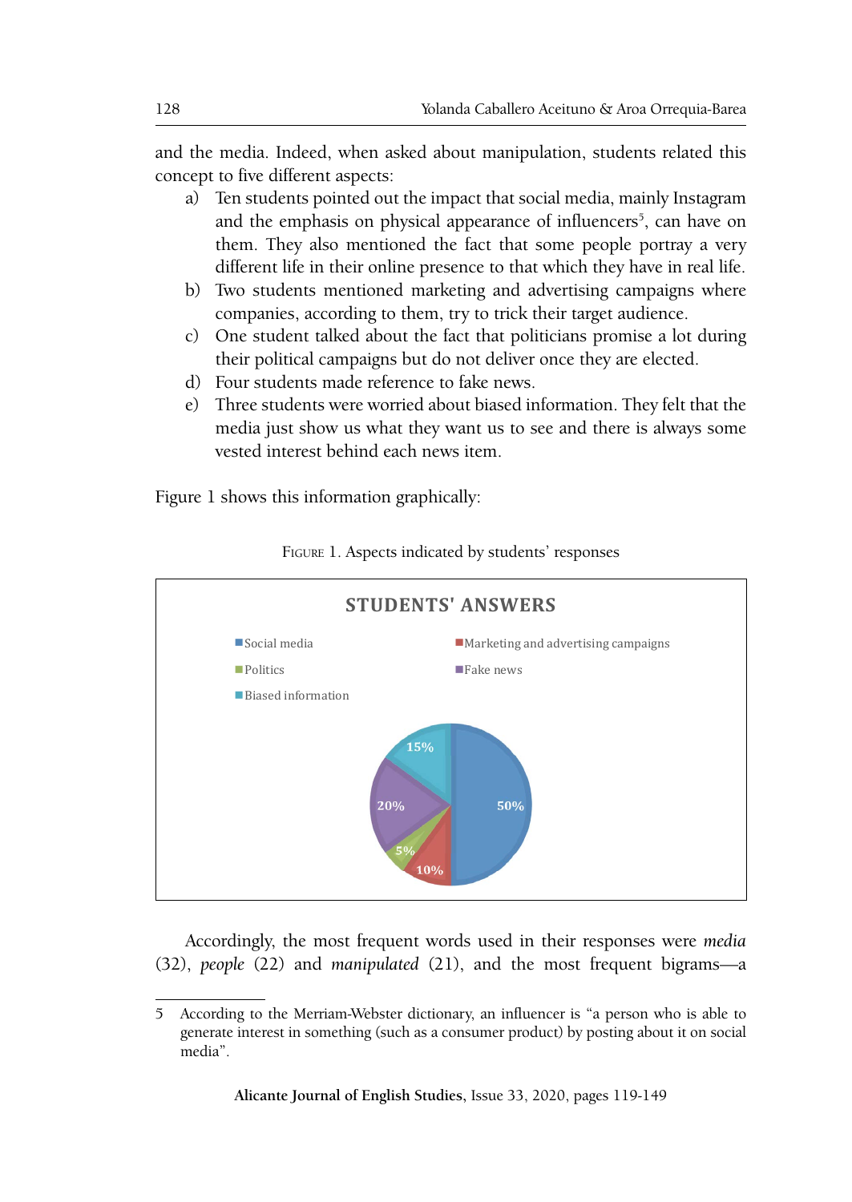and the media. Indeed, when asked about manipulation, students related this concept to five different aspects:

a) Ten students pointed out the impact that social media, mainly Instagram and the emphasis on physical appearance of influencers[5], can have on them. They also mentioned the fact that some people portray a very different life in their online presence to that which they have in real life.
b) Two students mentioned marketing and advertising campaigns where companies, according to them, try to trick their target audience.
c) One student talked about the fact that politicians promise a lot during their political campaigns but do not deliver once they are elected.
d) Four students made reference to fake news.
e) Three students were worried about biased information. They felt that the media just show us what they want us to see and there is always some vested interest behind each news item.

Figure 1 shows this information graphically:

FIGURE 1. Aspects indicated by students' responses

**STUDENTS' ANSWERS**

- Social media: 50%
- Marketing and advertising campaigns: 10%
- Politics: 5%
- Fake news: 20%
- Biased information: 15%

Accordingly, the most frequent words used in their responses were *media* (32), *people* (22) and *manipulated* (21), and the most frequent bigrams—a

---

5 According to the Merriam-Webster dictionary, an influencer is "a person who is able to generate interest in something (such as a consumer product) by posting about it on social media".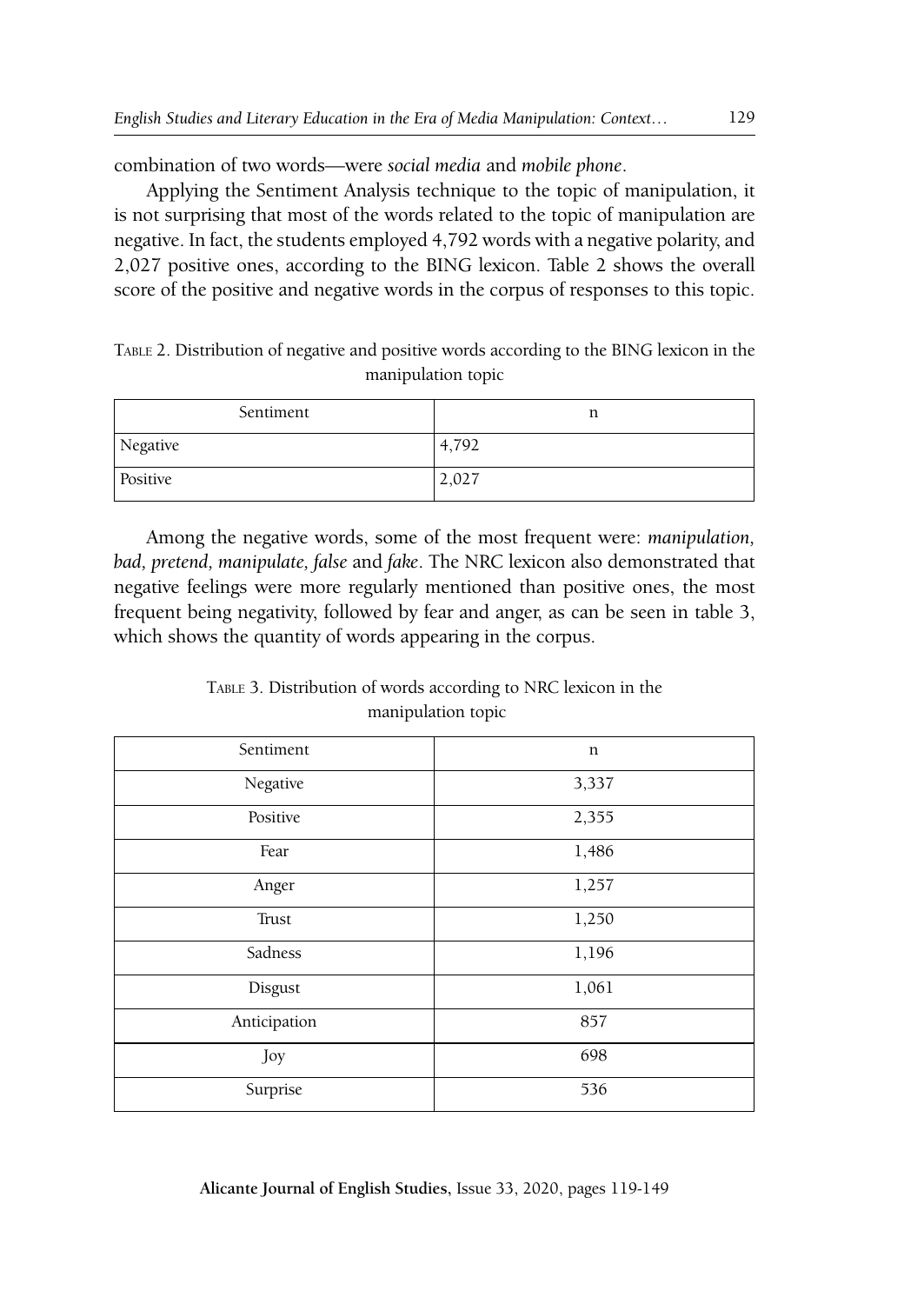combination of two words—were *social media* and *mobile phone*.

Applying the Sentiment Analysis technique to the topic of manipulation, it is not surprising that most of the words related to the topic of manipulation are negative. In fact, the students employed 4,792 words with a negative polarity, and 2,027 positive ones, according to the BING lexicon. Table 2 shows the overall score of the positive and negative words in the corpus of responses to this topic.

Table 2. Distribution of negative and positive words according to the BING lexicon in the manipulation topic

| Sentiment | n |
|---|---|
| Negative | 4,792 |
| Positive | 2,027 |

Among the negative words, some of the most frequent were: *manipulation, bad, pretend, manipulate, false* and *fake*. The NRC lexicon also demonstrated that negative feelings were more regularly mentioned than positive ones, the most frequent being negativity, followed by fear and anger, as can be seen in table 3, which shows the quantity of words appearing in the corpus.

Table 3. Distribution of words according to NRC lexicon in the manipulation topic

| Sentiment | n |
|---|---|
| Negative | 3,337 |
| Positive | 2,355 |
| Fear | 1,486 |
| Anger | 1,257 |
| Trust | 1,250 |
| Sadness | 1,196 |
| Disgust | 1,061 |
| Anticipation | 857 |
| Joy | 698 |
| Surprise | 536 |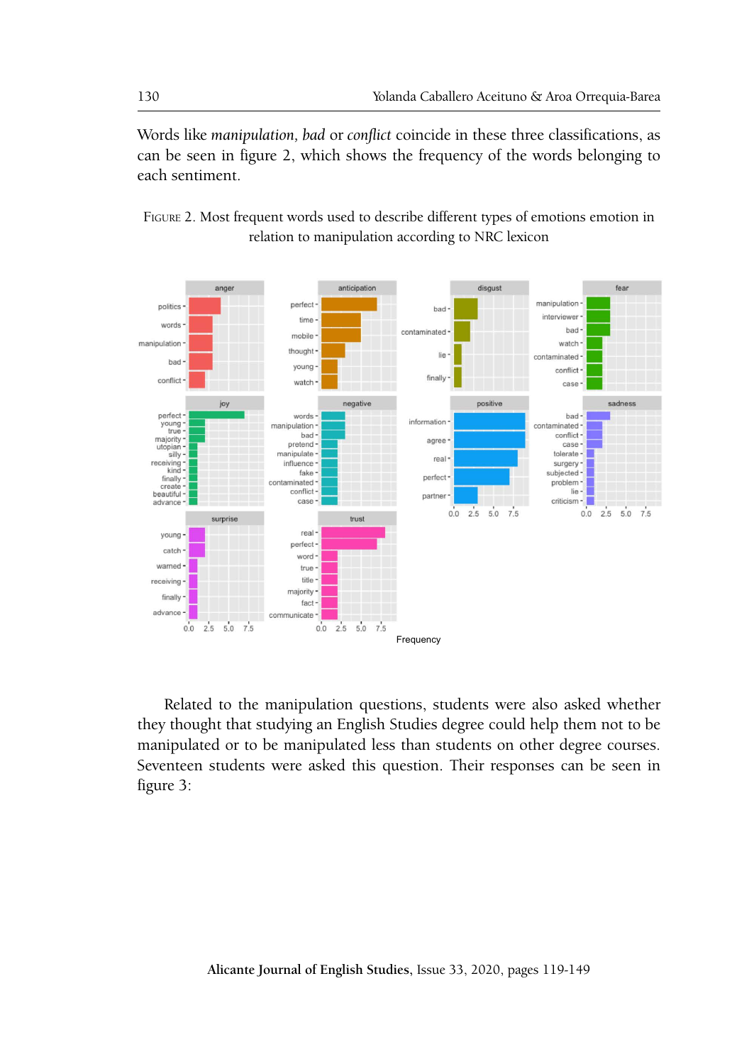Words like *manipulation*, *bad* or *conflict* coincide in these three classifications, as can be seen in figure 2, which shows the frequency of the words belonging to each sentiment.

FIGURE 2. Most frequent words used to describe different types of emotions emotion in relation to manipulation according to NRC lexicon

Related to the manipulation questions, students were also asked whether they thought that studying an English Studies degree could help them not to be manipulated or to be manipulated less than students on other degree courses. Seventeen students were asked this question. Their responses can be seen in figure 3: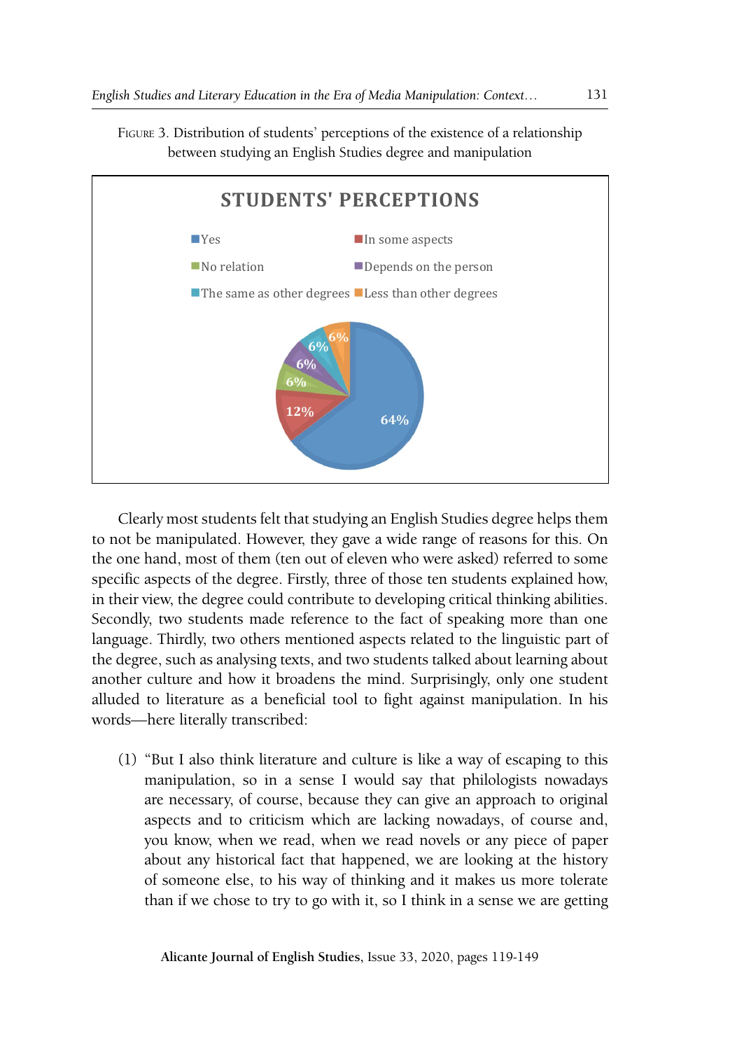Figure 3. Distribution of students' perceptions of the existence of a relationship between studying an English Studies degree and manipulation

**STUDENTS' PERCEPTIONS**

| Category | Percentage |
|---|---|
| Yes | 64% |
| In some aspects | 12% |
| No relation | 6% |
| Depends on the person | 6% |
| The same as other degrees | 6% |
| Less than other degrees | 6% |

Clearly most students felt that studying an English Studies degree helps them to not be manipulated. However, they gave a wide range of reasons for this. On the one hand, most of them (ten out of eleven who were asked) referred to some specific aspects of the degree. Firstly, three of those ten students explained how, in their view, the degree could contribute to developing critical thinking abilities. Secondly, two students made reference to the fact of speaking more than one language. Thirdly, two others mentioned aspects related to the linguistic part of the degree, such as analysing texts, and two students talked about learning about another culture and how it broadens the mind. Surprisingly, only one student alluded to literature as a beneficial tool to fight against manipulation. In his words—here literally transcribed:

(1) "But I also think literature and culture is like a way of escaping to this manipulation, so in a sense I would say that philologists nowadays are necessary, of course, because they can give an approach to original aspects and to criticism which are lacking nowadays, of course and, you know, when we read, when we read novels or any piece of paper about any historical fact that happened, we are looking at the history of someone else, to his way of thinking and it makes us more tolerate than if we chose to try to go with it, so I think in a sense we are getting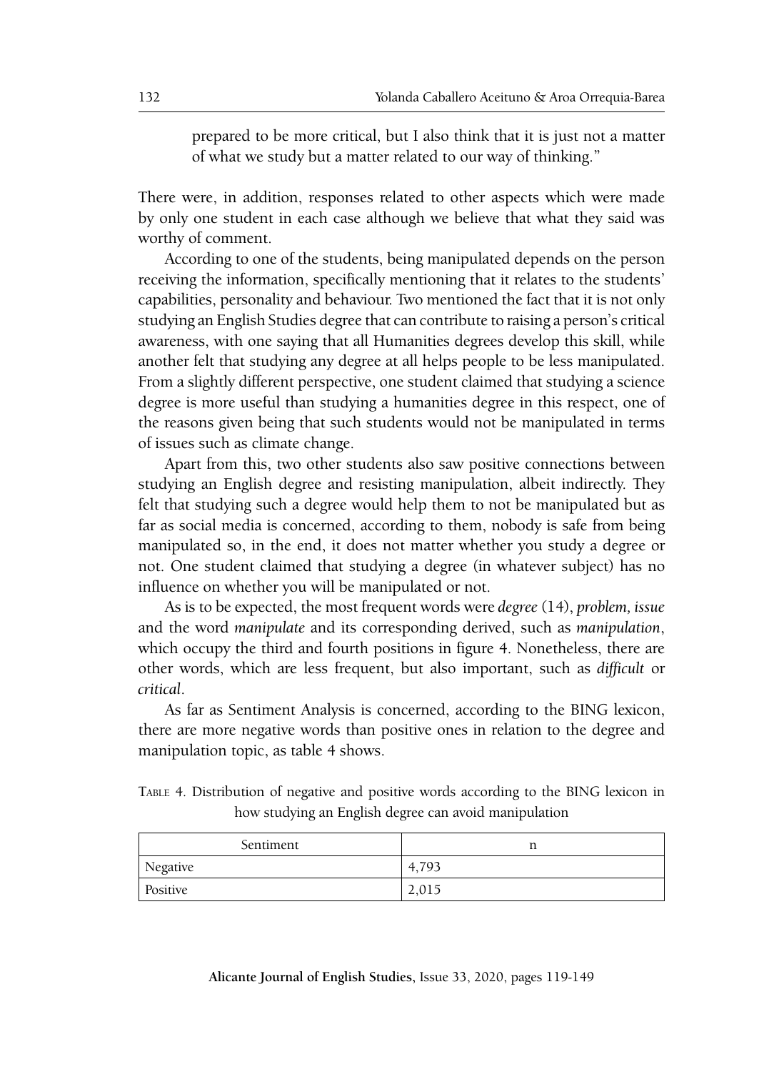prepared to be more critical, but I also think that it is just not a matter of what we study but a matter related to our way of thinking."

There were, in addition, responses related to other aspects which were made by only one student in each case although we believe that what they said was worthy of comment.

According to one of the students, being manipulated depends on the person receiving the information, specifically mentioning that it relates to the students' capabilities, personality and behaviour. Two mentioned the fact that it is not only studying an English Studies degree that can contribute to raising a person's critical awareness, with one saying that all Humanities degrees develop this skill, while another felt that studying any degree at all helps people to be less manipulated. From a slightly different perspective, one student claimed that studying a science degree is more useful than studying a humanities degree in this respect, one of the reasons given being that such students would not be manipulated in terms of issues such as climate change.

Apart from this, two other students also saw positive connections between studying an English degree and resisting manipulation, albeit indirectly. They felt that studying such a degree would help them to not be manipulated but as far as social media is concerned, according to them, nobody is safe from being manipulated so, in the end, it does not matter whether you study a degree or not. One student claimed that studying a degree (in whatever subject) has no influence on whether you will be manipulated or not.

As is to be expected, the most frequent words were *degree* (14), *problem, issue* and the word *manipulate* and its corresponding derived, such as *manipulation*, which occupy the third and fourth positions in figure 4. Nonetheless, there are other words, which are less frequent, but also important, such as *difficult* or *critical*.

As far as Sentiment Analysis is concerned, according to the BING lexicon, there are more negative words than positive ones in relation to the degree and manipulation topic, as table 4 shows.

Table 4. Distribution of negative and positive words according to the BING lexicon in how studying an English degree can avoid manipulation

| Sentiment | n |
| --- | --- |
| Negative | 4,793 |
| Positive | 2,015 |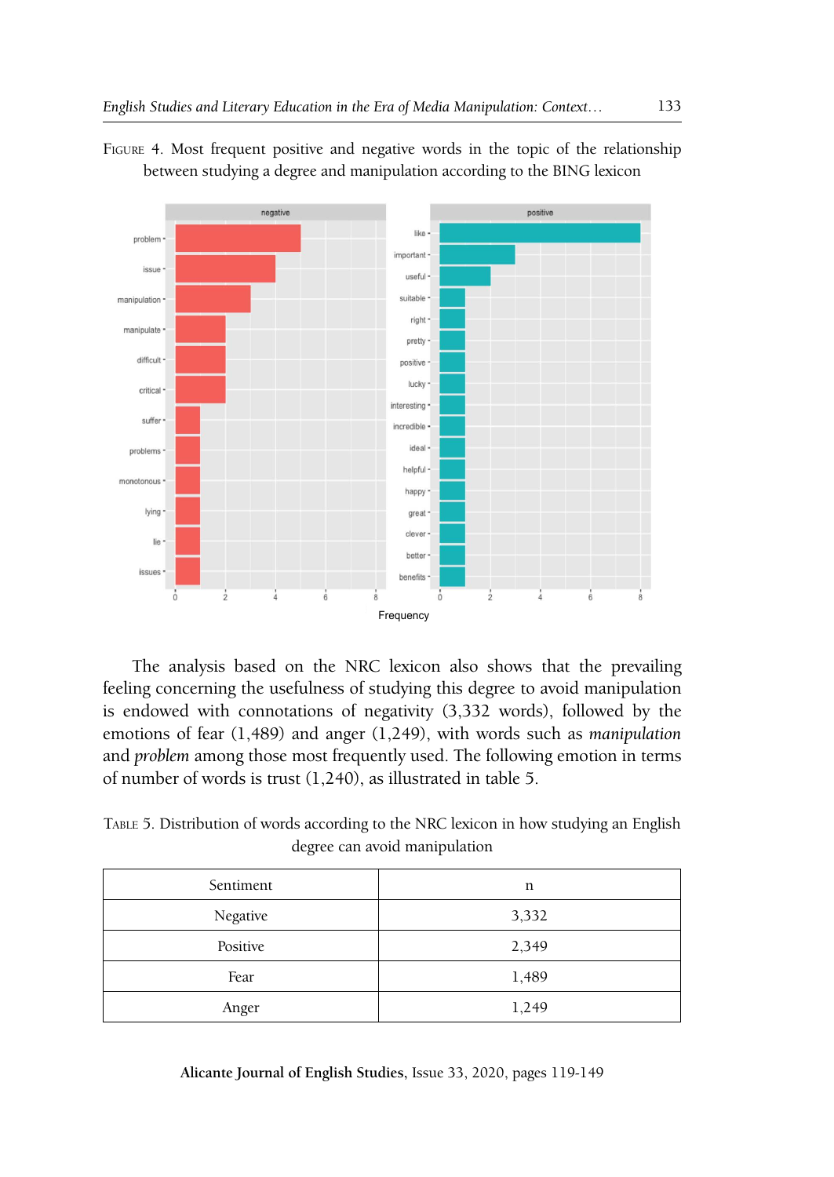FIGURE 4. Most frequent positive and negative words in the topic of the relationship between studying a degree and manipulation according to the BING lexicon

The analysis based on the NRC lexicon also shows that the prevailing feeling concerning the usefulness of studying this degree to avoid manipulation is endowed with connotations of negativity (3,332 words), followed by the emotions of fear (1,489) and anger (1,249), with words such as *manipulation* and *problem* among those most frequently used. The following emotion in terms of number of words is trust (1,240), as illustrated in table 5.

TABLE 5. Distribution of words according to the NRC lexicon in how studying an English degree can avoid manipulation

| Sentiment | n |
|---|---|
| Negative | 3,332 |
| Positive | 2,349 |
| Fear | 1,489 |
| Anger | 1,249 |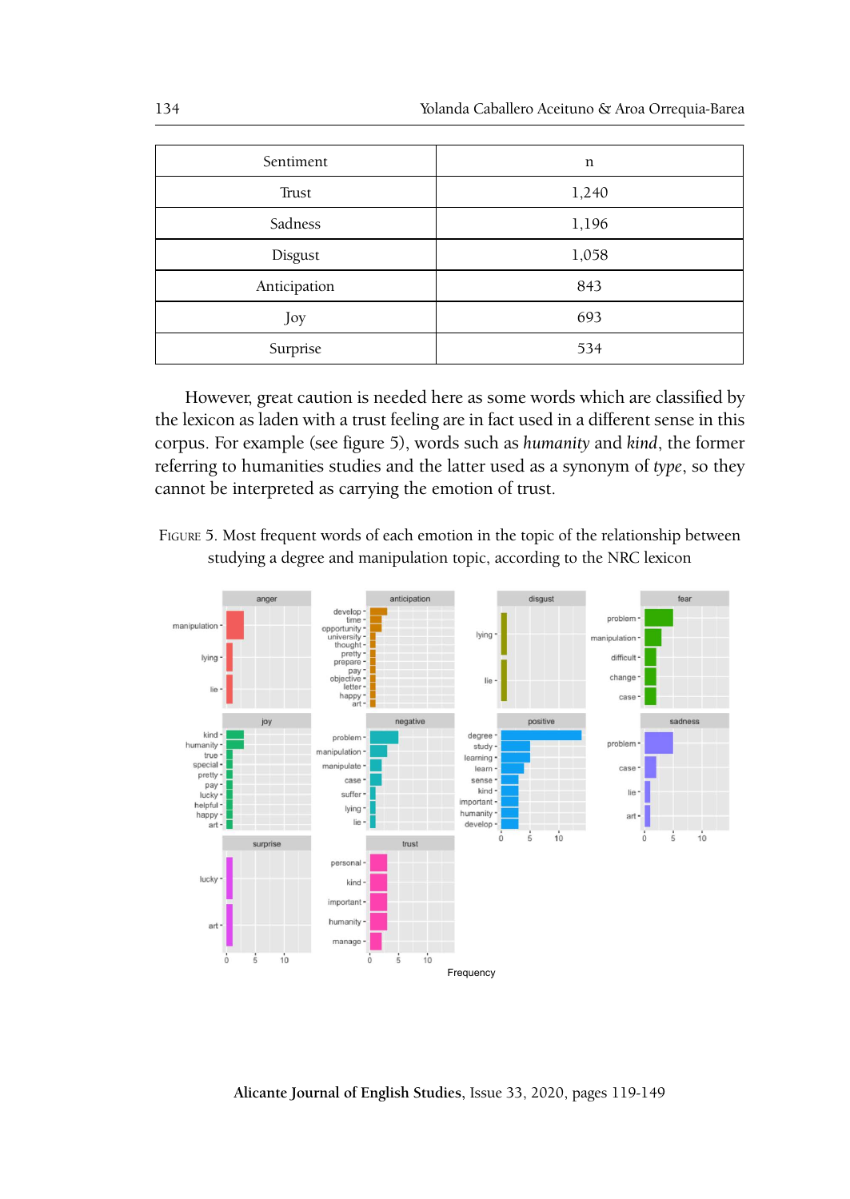| Sentiment | n |
|---|---|
| Trust | 1,240 |
| Sadness | 1,196 |
| Disgust | 1,058 |
| Anticipation | 843 |
| Joy | 693 |
| Surprise | 534 |

However, great caution is needed here as some words which are classified by the lexicon as laden with a trust feeling are in fact used in a different sense in this corpus. For example (see figure 5), words such as *humanity* and *kind*, the former referring to humanities studies and the latter used as a synonym of *type*, so they cannot be interpreted as carrying the emotion of trust.

FIGURE 5. Most frequent words of each emotion in the topic of the relationship between studying a degree and manipulation topic, according to the NRC lexicon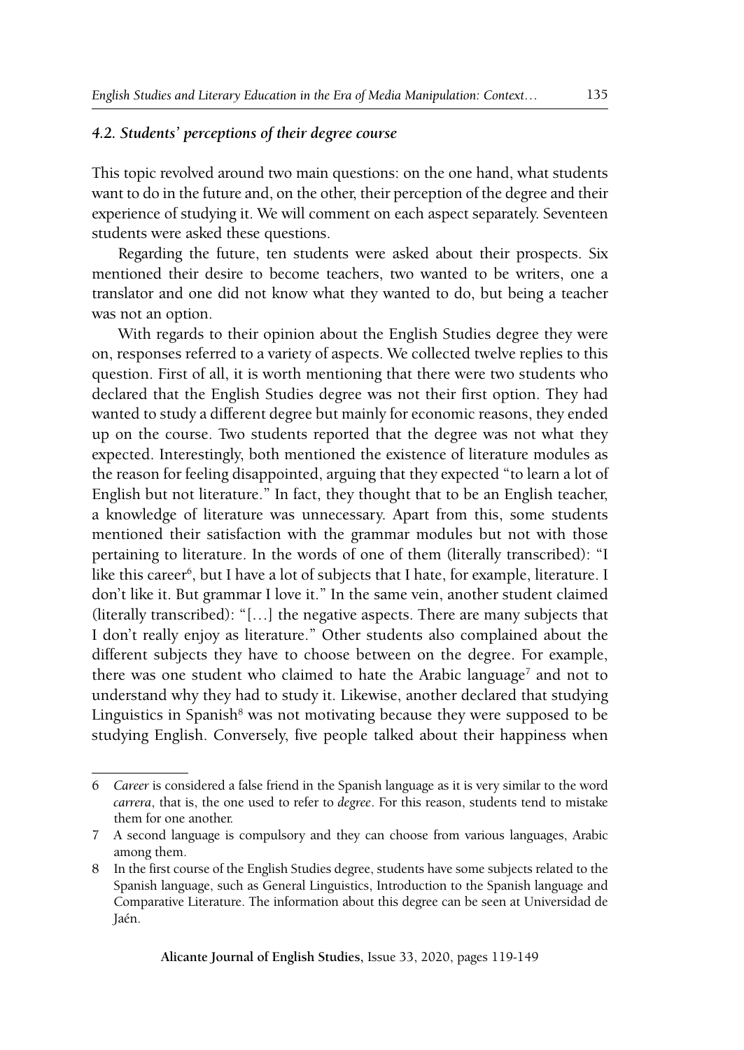### *4.2. Students' perceptions of their degree course*

This topic revolved around two main questions: on the one hand, what students want to do in the future and, on the other, their perception of the degree and their experience of studying it. We will comment on each aspect separately. Seventeen students were asked these questions.

Regarding the future, ten students were asked about their prospects. Six mentioned their desire to become teachers, two wanted to be writers, one a translator and one did not know what they wanted to do, but being a teacher was not an option.

With regards to their opinion about the English Studies degree they were on, responses referred to a variety of aspects. We collected twelve replies to this question. First of all, it is worth mentioning that there were two students who declared that the English Studies degree was not their first option. They had wanted to study a different degree but mainly for economic reasons, they ended up on the course. Two students reported that the degree was not what they expected. Interestingly, both mentioned the existence of literature modules as the reason for feeling disappointed, arguing that they expected "to learn a lot of English but not literature." In fact, they thought that to be an English teacher, a knowledge of literature was unnecessary. Apart from this, some students mentioned their satisfaction with the grammar modules but not with those pertaining to literature. In the words of one of them (literally transcribed): "I like this career[6], but I have a lot of subjects that I hate, for example, literature. I don't like it. But grammar I love it." In the same vein, another student claimed (literally transcribed): "[…] the negative aspects. There are many subjects that I don't really enjoy as literature." Other students also complained about the different subjects they have to choose between on the degree. For example, there was one student who claimed to hate the Arabic language[7] and not to understand why they had to study it. Likewise, another declared that studying Linguistics in Spanish[8] was not motivating because they were supposed to be studying English. Conversely, five people talked about their happiness when

---

6 *Career* is considered a false friend in the Spanish language as it is very similar to the word *carrera*, that is, the one used to refer to *degree*. For this reason, students tend to mistake them for one another.

7 A second language is compulsory and they can choose from various languages, Arabic among them.

8 In the first course of the English Studies degree, students have some subjects related to the Spanish language, such as General Linguistics, Introduction to the Spanish language and Comparative Literature. The information about this degree can be seen at Universidad de Jaén.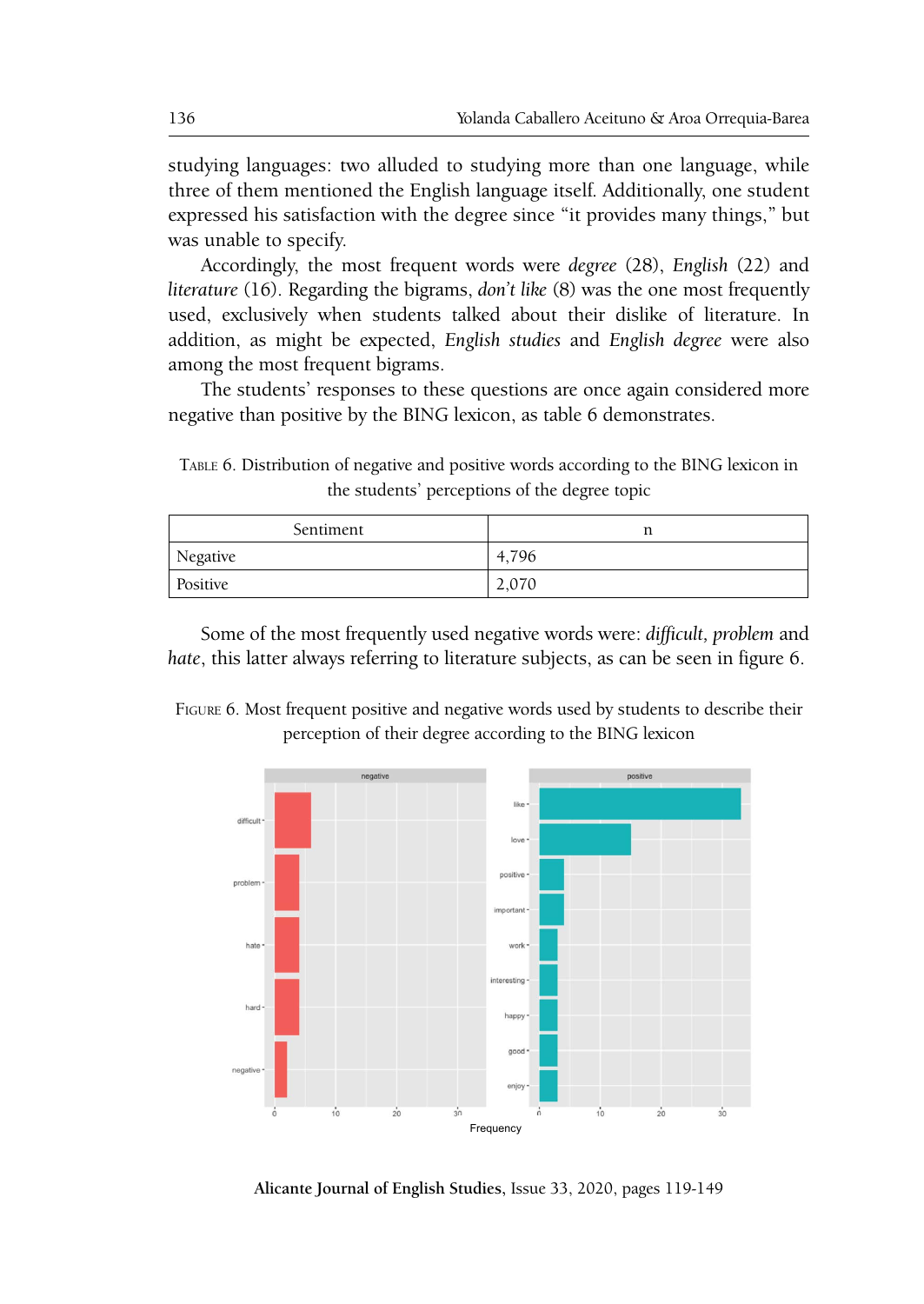studying languages: two alluded to studying more than one language, while three of them mentioned the English language itself. Additionally, one student expressed his satisfaction with the degree since "it provides many things," but was unable to specify.

Accordingly, the most frequent words were *degree* (28), *English* (22) and *literature* (16). Regarding the bigrams, *don't like* (8) was the one most frequently used, exclusively when students talked about their dislike of literature. In addition, as might be expected, *English studies* and *English degree* were also among the most frequent bigrams.

The students' responses to these questions are once again considered more negative than positive by the BING lexicon, as table 6 demonstrates.

TABLE 6. Distribution of negative and positive words according to the BING lexicon in the students' perceptions of the degree topic

| Sentiment | n |
|---|---|
| Negative | 4,796 |
| Positive | 2,070 |

Some of the most frequently used negative words were: *difficult*, *problem* and *hate*, this latter always referring to literature subjects, as can be seen in figure 6.

FIGURE 6. Most frequent positive and negative words used by students to describe their perception of their degree according to the BING lexicon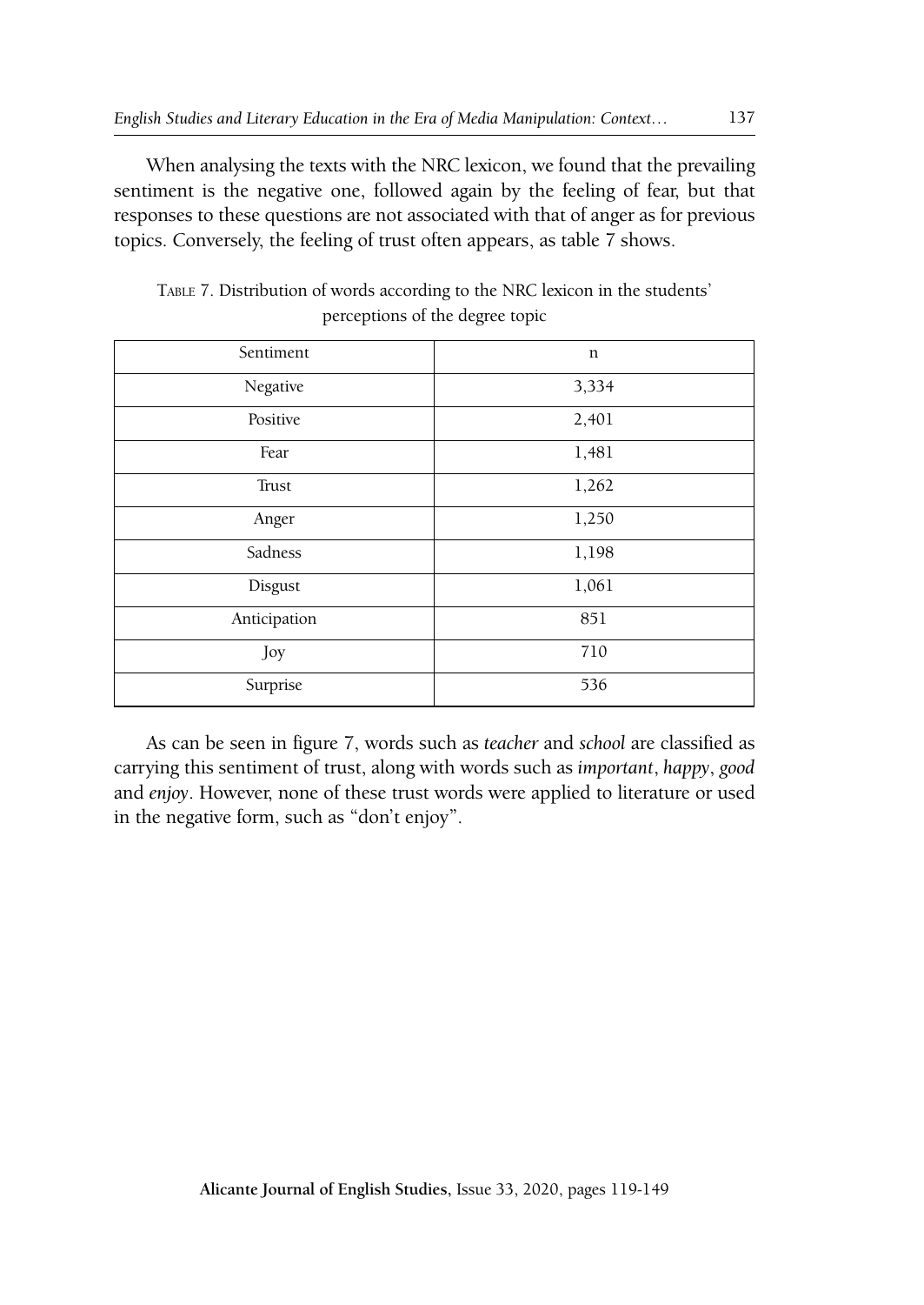When analysing the texts with the NRC lexicon, we found that the prevailing sentiment is the negative one, followed again by the feeling of fear, but that responses to these questions are not associated with that of anger as for previous topics. Conversely, the feeling of trust often appears, as table 7 shows.

TABLE 7. Distribution of words according to the NRC lexicon in the students' perceptions of the degree topic

| Sentiment | n |
|---|---|
| Negative | 3,334 |
| Positive | 2,401 |
| Fear | 1,481 |
| Trust | 1,262 |
| Anger | 1,250 |
| Sadness | 1,198 |
| Disgust | 1,061 |
| Anticipation | 851 |
| Joy | 710 |
| Surprise | 536 |

As can be seen in figure 7, words such as *teacher* and *school* are classified as carrying this sentiment of trust, along with words such as *important*, *happy*, *good* and *enjoy*. However, none of these trust words were applied to literature or used in the negative form, such as "don't enjoy".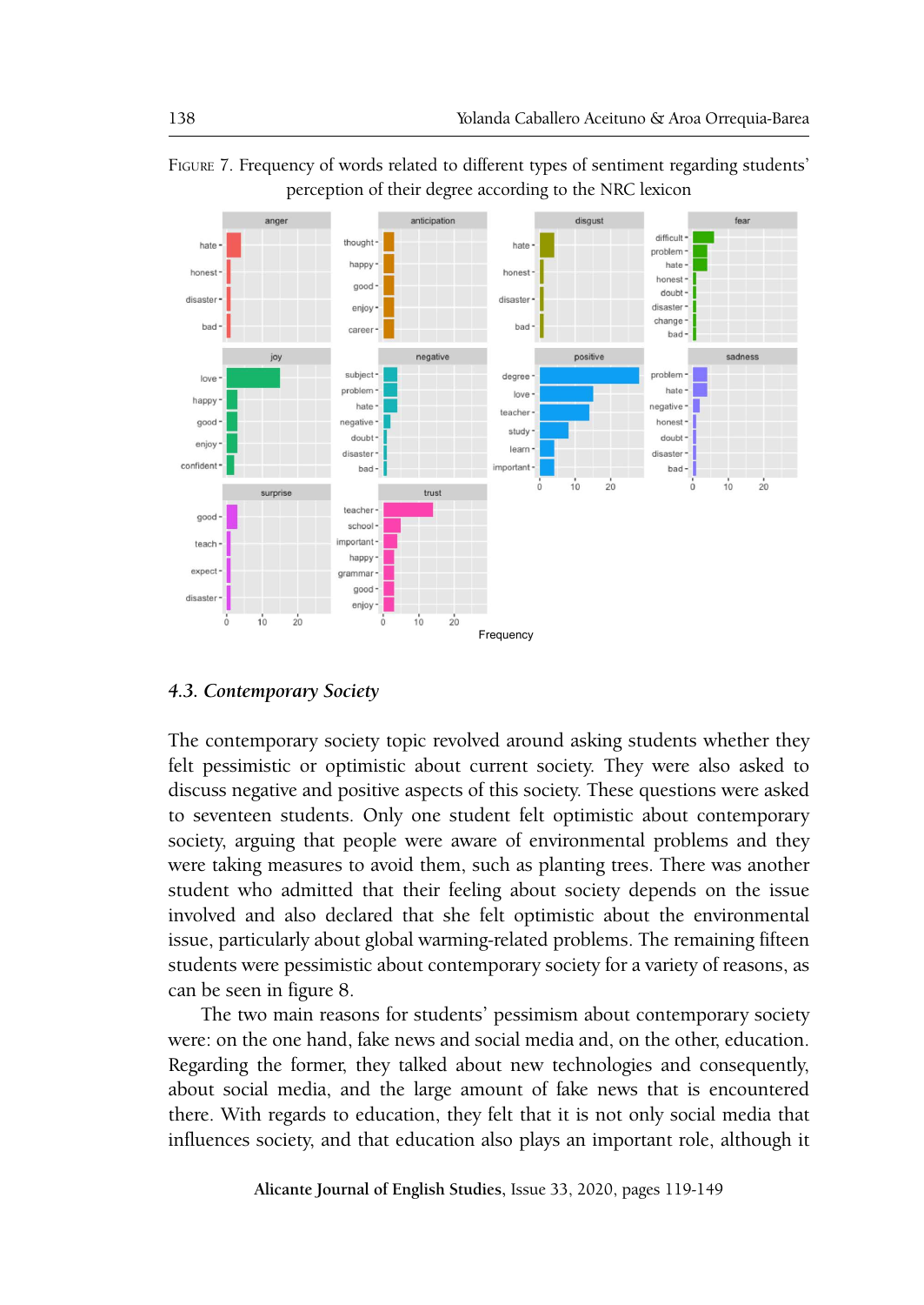FIGURE 7. Frequency of words related to different types of sentiment regarding students' perception of their degree according to the NRC lexicon

### 4.3. *Contemporary Society*

The contemporary society topic revolved around asking students whether they felt pessimistic or optimistic about current society. They were also asked to discuss negative and positive aspects of this society. These questions were asked to seventeen students. Only one student felt optimistic about contemporary society, arguing that people were aware of environmental problems and they were taking measures to avoid them, such as planting trees. There was another student who admitted that their feeling about society depends on the issue involved and also declared that she felt optimistic about the environmental issue, particularly about global warming-related problems. The remaining fifteen students were pessimistic about contemporary society for a variety of reasons, as can be seen in figure 8.

The two main reasons for students' pessimism about contemporary society were: on the one hand, fake news and social media and, on the other, education. Regarding the former, they talked about new technologies and consequently, about social media, and the large amount of fake news that is encountered there. With regards to education, they felt that it is not only social media that influences society, and that education also plays an important role, although it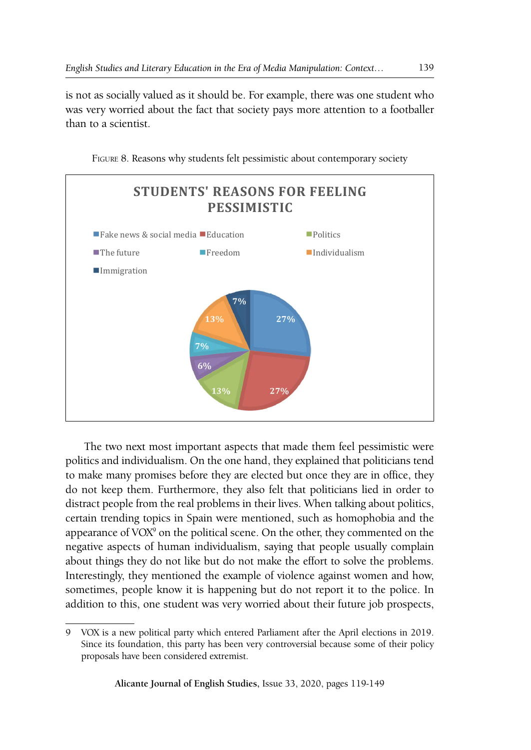is not as socially valued as it should be. For example, there was one student who was very worried about the fact that society pays more attention to a footballer than to a scientist.

FIGURE 8. Reasons why students felt pessimistic about contemporary society

The two next most important aspects that made them feel pessimistic were politics and individualism. On the one hand, they explained that politicians tend to make many promises before they are elected but once they are in office, they do not keep them. Furthermore, they also felt that politicians lied in order to distract people from the real problems in their lives. When talking about politics, certain trending topics in Spain were mentioned, such as homophobia and the appearance of VOX[9] on the political scene. On the other, they commented on the negative aspects of human individualism, saying that people usually complain about things they do not like but do not make the effort to solve the problems. Interestingly, they mentioned the example of violence against women and how, sometimes, people know it is happening but do not report it to the police. In addition to this, one student was very worried about their future job prospects,

9 VOX is a new political party which entered Parliament after the April elections in 2019. Since its foundation, this party has been very controversial because some of their policy proposals have been considered extremist.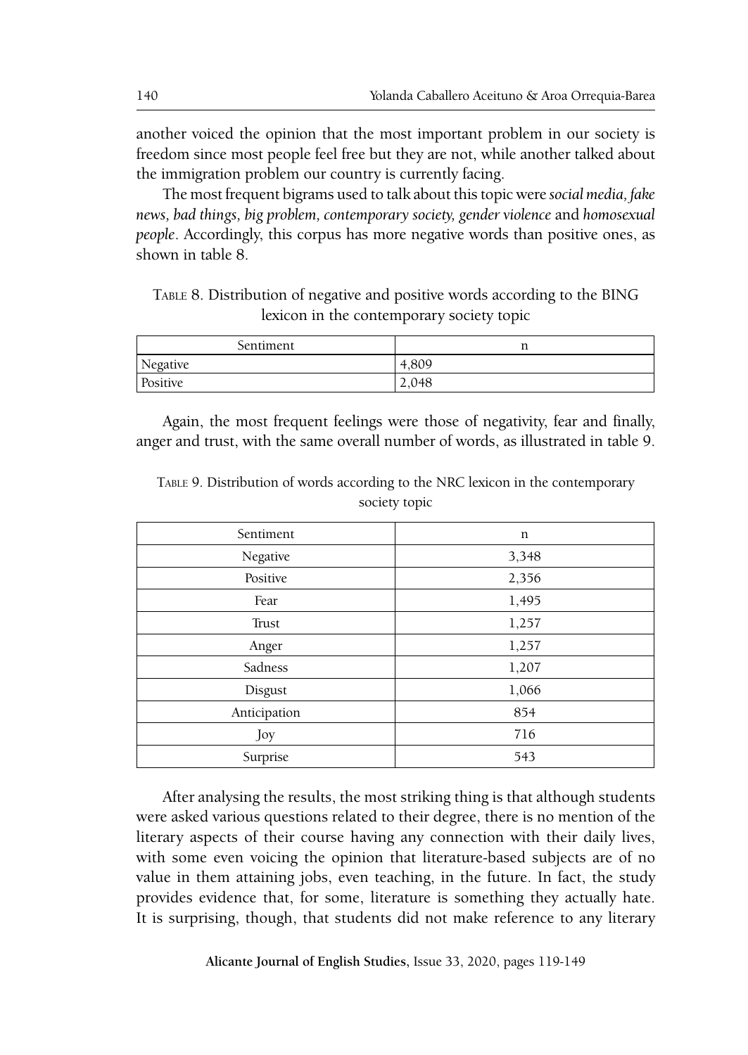another voiced the opinion that the most important problem in our society is freedom since most people feel free but they are not, while another talked about the immigration problem our country is currently facing.

The most frequent bigrams used to talk about this topic were *social media, fake news, bad things, big problem, contemporary society, gender violence* and *homosexual people*. Accordingly, this corpus has more negative words than positive ones, as shown in table 8.

Table 8. Distribution of negative and positive words according to the BING lexicon in the contemporary society topic

| Sentiment | n |
| --- | --- |
| Negative | 4,809 |
| Positive | 2,048 |

Again, the most frequent feelings were those of negativity, fear and finally, anger and trust, with the same overall number of words, as illustrated in table 9.

Table 9. Distribution of words according to the NRC lexicon in the contemporary society topic

| Sentiment | n |
| --- | --- |
| Negative | 3,348 |
| Positive | 2,356 |
| Fear | 1,495 |
| Trust | 1,257 |
| Anger | 1,257 |
| Sadness | 1,207 |
| Disgust | 1,066 |
| Anticipation | 854 |
| Joy | 716 |
| Surprise | 543 |

After analysing the results, the most striking thing is that although students were asked various questions related to their degree, there is no mention of the literary aspects of their course having any connection with their daily lives, with some even voicing the opinion that literature-based subjects are of no value in them attaining jobs, even teaching, in the future. In fact, the study provides evidence that, for some, literature is something they actually hate. It is surprising, though, that students did not make reference to any literary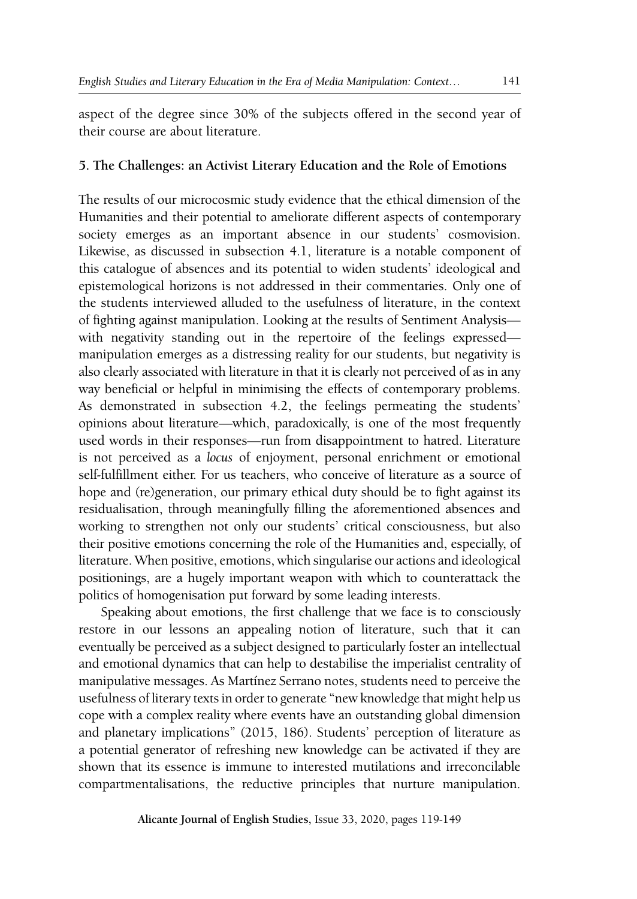aspect of the degree since 30% of the subjects offered in the second year of their course are about literature.

## 5. The Challenges: an Activist Literary Education and the Role of Emotions

The results of our microcosmic study evidence that the ethical dimension of the Humanities and their potential to ameliorate different aspects of contemporary society emerges as an important absence in our students' cosmovision. Likewise, as discussed in subsection 4.1, literature is a notable component of this catalogue of absences and its potential to widen students' ideological and epistemological horizons is not addressed in their commentaries. Only one of the students interviewed alluded to the usefulness of literature, in the context of fighting against manipulation. Looking at the results of Sentiment Analysis—with negativity standing out in the repertoire of the feelings expressed—manipulation emerges as a distressing reality for our students, but negativity is also clearly associated with literature in that it is clearly not perceived of as in any way beneficial or helpful in minimising the effects of contemporary problems. As demonstrated in subsection 4.2, the feelings permeating the students' opinions about literature—which, paradoxically, is one of the most frequently used words in their responses—run from disappointment to hatred. Literature is not perceived as a *locus* of enjoyment, personal enrichment or emotional self-fulfillment either. For us teachers, who conceive of literature as a source of hope and (re)generation, our primary ethical duty should be to fight against its residualisation, through meaningfully filling the aforementioned absences and working to strengthen not only our students' critical consciousness, but also their positive emotions concerning the role of the Humanities and, especially, of literature. When positive, emotions, which singularise our actions and ideological positionings, are a hugely important weapon with which to counterattack the politics of homogenisation put forward by some leading interests.

Speaking about emotions, the first challenge that we face is to consciously restore in our lessons an appealing notion of literature, such that it can eventually be perceived as a subject designed to particularly foster an intellectual and emotional dynamics that can help to destabilise the imperialist centrality of manipulative messages. As Martínez Serrano notes, students need to perceive the usefulness of literary texts in order to generate "new knowledge that might help us cope with a complex reality where events have an outstanding global dimension and planetary implications" (2015, 186). Students' perception of literature as a potential generator of refreshing new knowledge can be activated if they are shown that its essence is immune to interested mutilations and irreconcilable compartmentalisations, the reductive principles that nurture manipulation.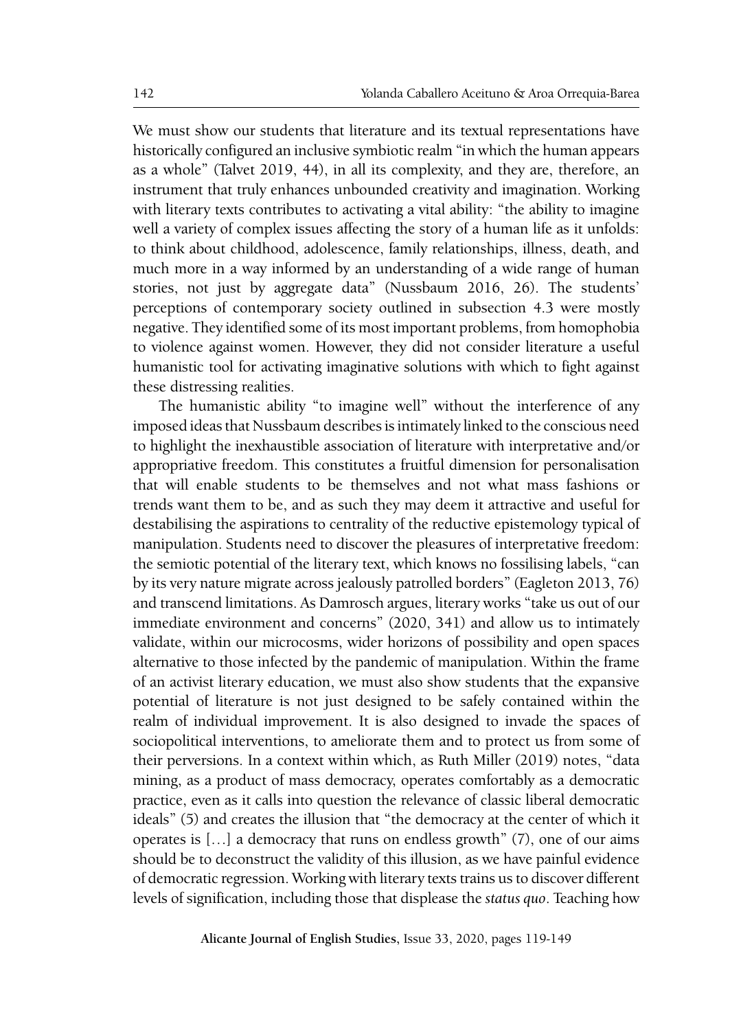We must show our students that literature and its textual representations have historically configured an inclusive symbiotic realm "in which the human appears as a whole" (Talvet 2019, 44), in all its complexity, and they are, therefore, an instrument that truly enhances unbounded creativity and imagination. Working with literary texts contributes to activating a vital ability: "the ability to imagine well a variety of complex issues affecting the story of a human life as it unfolds: to think about childhood, adolescence, family relationships, illness, death, and much more in a way informed by an understanding of a wide range of human stories, not just by aggregate data" (Nussbaum 2016, 26). The students' perceptions of contemporary society outlined in subsection 4.3 were mostly negative. They identified some of its most important problems, from homophobia to violence against women. However, they did not consider literature a useful humanistic tool for activating imaginative solutions with which to fight against these distressing realities.

The humanistic ability "to imagine well" without the interference of any imposed ideas that Nussbaum describes is intimately linked to the conscious need to highlight the inexhaustible association of literature with interpretative and/or appropriative freedom. This constitutes a fruitful dimension for personalisation that will enable students to be themselves and not what mass fashions or trends want them to be, and as such they may deem it attractive and useful for destabilising the aspirations to centrality of the reductive epistemology typical of manipulation. Students need to discover the pleasures of interpretative freedom: the semiotic potential of the literary text, which knows no fossilising labels, "can by its very nature migrate across jealously patrolled borders" (Eagleton 2013, 76) and transcend limitations. As Damrosch argues, literary works "take us out of our immediate environment and concerns" (2020, 341) and allow us to intimately validate, within our microcosms, wider horizons of possibility and open spaces alternative to those infected by the pandemic of manipulation. Within the frame of an activist literary education, we must also show students that the expansive potential of literature is not just designed to be safely contained within the realm of individual improvement. It is also designed to invade the spaces of sociopolitical interventions, to ameliorate them and to protect us from some of their perversions. In a context within which, as Ruth Miller (2019) notes, "data mining, as a product of mass democracy, operates comfortably as a democratic practice, even as it calls into question the relevance of classic liberal democratic ideals" (5) and creates the illusion that "the democracy at the center of which it operates is […] a democracy that runs on endless growth" (7), one of our aims should be to deconstruct the validity of this illusion, as we have painful evidence of democratic regression. Working with literary texts trains us to discover different levels of signification, including those that displease the *status quo*. Teaching how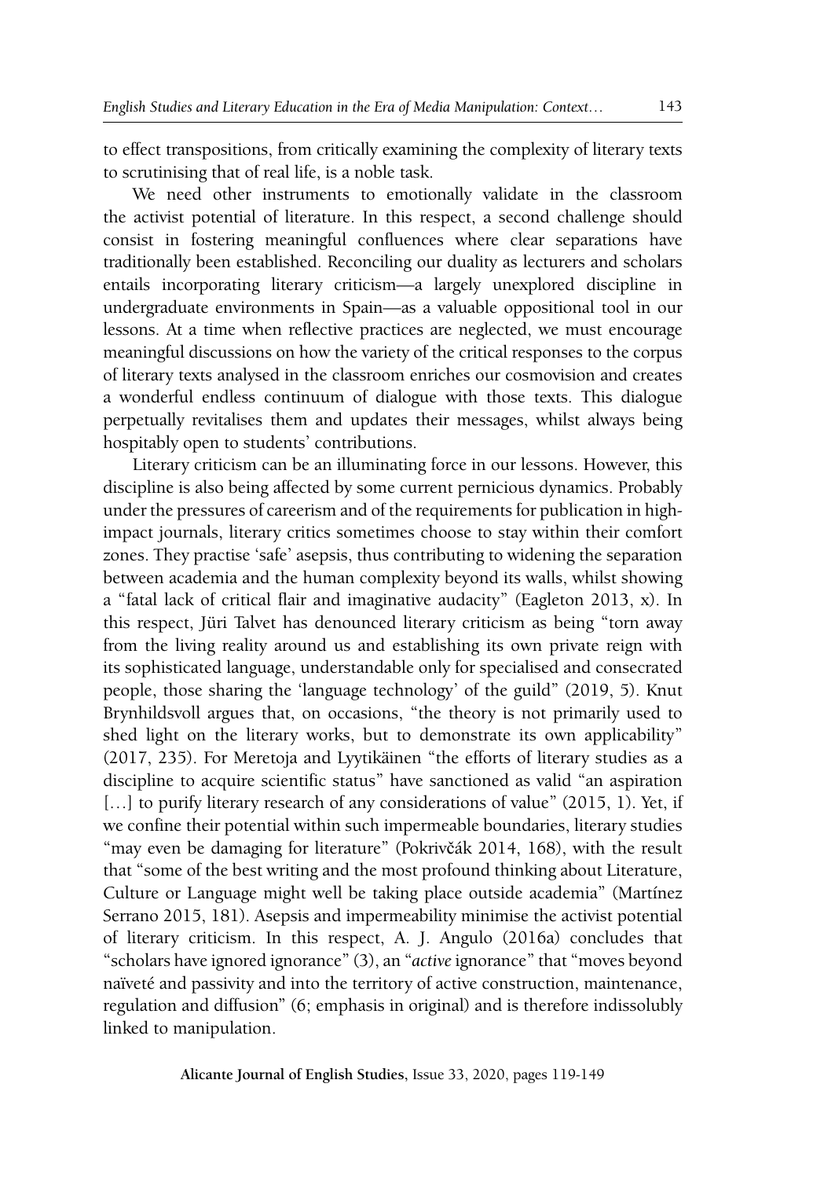to effect transpositions, from critically examining the complexity of literary texts to scrutinising that of real life, is a noble task.

We need other instruments to emotionally validate in the classroom the activist potential of literature. In this respect, a second challenge should consist in fostering meaningful confluences where clear separations have traditionally been established. Reconciling our duality as lecturers and scholars entails incorporating literary criticism—a largely unexplored discipline in undergraduate environments in Spain—as a valuable oppositional tool in our lessons. At a time when reflective practices are neglected, we must encourage meaningful discussions on how the variety of the critical responses to the corpus of literary texts analysed in the classroom enriches our cosmovision and creates a wonderful endless continuum of dialogue with those texts. This dialogue perpetually revitalises them and updates their messages, whilst always being hospitably open to students' contributions.

Literary criticism can be an illuminating force in our lessons. However, this discipline is also being affected by some current pernicious dynamics. Probably under the pressures of careerism and of the requirements for publication in high-impact journals, literary critics sometimes choose to stay within their comfort zones. They practise 'safe' asepsis, thus contributing to widening the separation between academia and the human complexity beyond its walls, whilst showing a "fatal lack of critical flair and imaginative audacity" (Eagleton 2013, x). In this respect, Jüri Talvet has denounced literary criticism as being "torn away from the living reality around us and establishing its own private reign with its sophisticated language, understandable only for specialised and consecrated people, those sharing the 'language technology' of the guild" (2019, 5). Knut Brynhildsvoll argues that, on occasions, "the theory is not primarily used to shed light on the literary works, but to demonstrate its own applicability" (2017, 235). For Meretoja and Lyytikäinen "the efforts of literary studies as a discipline to acquire scientific status" have sanctioned as valid "an aspiration […] to purify literary research of any considerations of value" (2015, 1). Yet, if we confine their potential within such impermeable boundaries, literary studies "may even be damaging for literature" (Pokrivčák 2014, 168), with the result that "some of the best writing and the most profound thinking about Literature, Culture or Language might well be taking place outside academia" (Martínez Serrano 2015, 181). Asepsis and impermeability minimise the activist potential of literary criticism. In this respect, A. J. Angulo (2016a) concludes that "scholars have ignored ignorance" (3), an "*active* ignorance" that "moves beyond naïveté and passivity and into the territory of active construction, maintenance, regulation and diffusion" (6; emphasis in original) and is therefore indissolubly linked to manipulation.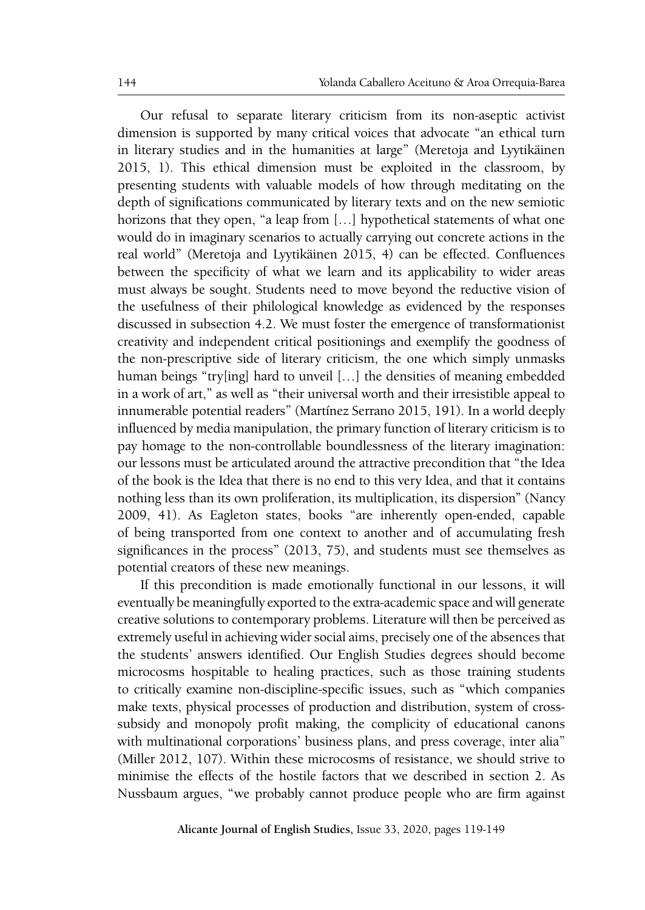Our refusal to separate literary criticism from its non-aseptic activist dimension is supported by many critical voices that advocate "an ethical turn in literary studies and in the humanities at large" (Meretoja and Lyytikäinen 2015, 1). This ethical dimension must be exploited in the classroom, by presenting students with valuable models of how through meditating on the depth of significations communicated by literary texts and on the new semiotic horizons that they open, "a leap from […] hypothetical statements of what one would do in imaginary scenarios to actually carrying out concrete actions in the real world" (Meretoja and Lyytikäinen 2015, 4) can be effected. Confluences between the specificity of what we learn and its applicability to wider areas must always be sought. Students need to move beyond the reductive vision of the usefulness of their philological knowledge as evidenced by the responses discussed in subsection 4.2. We must foster the emergence of transformationist creativity and independent critical positionings and exemplify the goodness of the non-prescriptive side of literary criticism, the one which simply unmasks human beings "try[ing] hard to unveil […] the densities of meaning embedded in a work of art," as well as "their universal worth and their irresistible appeal to innumerable potential readers" (Martínez Serrano 2015, 191). In a world deeply influenced by media manipulation, the primary function of literary criticism is to pay homage to the non-controllable boundlessness of the literary imagination: our lessons must be articulated around the attractive precondition that "the Idea of the book is the Idea that there is no end to this very Idea, and that it contains nothing less than its own proliferation, its multiplication, its dispersion" (Nancy 2009, 41). As Eagleton states, books "are inherently open-ended, capable of being transported from one context to another and of accumulating fresh significances in the process" (2013, 75), and students must see themselves as potential creators of these new meanings.

If this precondition is made emotionally functional in our lessons, it will eventually be meaningfully exported to the extra-academic space and will generate creative solutions to contemporary problems. Literature will then be perceived as extremely useful in achieving wider social aims, precisely one of the absences that the students' answers identified. Our English Studies degrees should become microcosms hospitable to healing practices, such as those training students to critically examine non-discipline-specific issues, such as "which companies make texts, physical processes of production and distribution, system of cross-subsidy and monopoly profit making, the complicity of educational canons with multinational corporations' business plans, and press coverage, inter alia" (Miller 2012, 107). Within these microcosms of resistance, we should strive to minimise the effects of the hostile factors that we described in section 2. As Nussbaum argues, "we probably cannot produce people who are firm against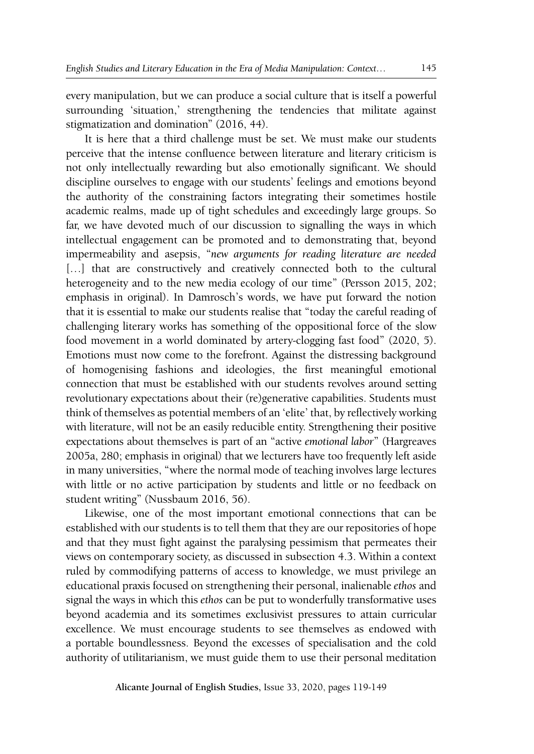every manipulation, but we can produce a social culture that is itself a powerful surrounding 'situation,' strengthening the tendencies that militate against stigmatization and domination" (2016, 44).

It is here that a third challenge must be set. We must make our students perceive that the intense confluence between literature and literary criticism is not only intellectually rewarding but also emotionally significant. We should discipline ourselves to engage with our students' feelings and emotions beyond the authority of the constraining factors integrating their sometimes hostile academic realms, made up of tight schedules and exceedingly large groups. So far, we have devoted much of our discussion to signalling the ways in which intellectual engagement can be promoted and to demonstrating that, beyond impermeability and asepsis, "*new arguments for reading literature are needed* […] that are constructively and creatively connected both to the cultural heterogeneity and to the new media ecology of our time" (Persson 2015, 202; emphasis in original). In Damrosch's words, we have put forward the notion that it is essential to make our students realise that "today the careful reading of challenging literary works has something of the oppositional force of the slow food movement in a world dominated by artery-clogging fast food" (2020, 5). Emotions must now come to the forefront. Against the distressing background of homogenising fashions and ideologies, the first meaningful emotional connection that must be established with our students revolves around setting revolutionary expectations about their (re)generative capabilities. Students must think of themselves as potential members of an 'elite' that, by reflectively working with literature, will not be an easily reducible entity. Strengthening their positive expectations about themselves is part of an "active *emotional labor*" (Hargreaves 2005a, 280; emphasis in original) that we lecturers have too frequently left aside in many universities, "where the normal mode of teaching involves large lectures with little or no active participation by students and little or no feedback on student writing" (Nussbaum 2016, 56).

Likewise, one of the most important emotional connections that can be established with our students is to tell them that they are our repositories of hope and that they must fight against the paralysing pessimism that permeates their views on contemporary society, as discussed in subsection 4.3. Within a context ruled by commodifying patterns of access to knowledge, we must privilege an educational praxis focused on strengthening their personal, inalienable *ethos* and signal the ways in which this *ethos* can be put to wonderfully transformative uses beyond academia and its sometimes exclusivist pressures to attain curricular excellence. We must encourage students to see themselves as endowed with a portable boundlessness. Beyond the excesses of specialisation and the cold authority of utilitarianism, we must guide them to use their personal meditation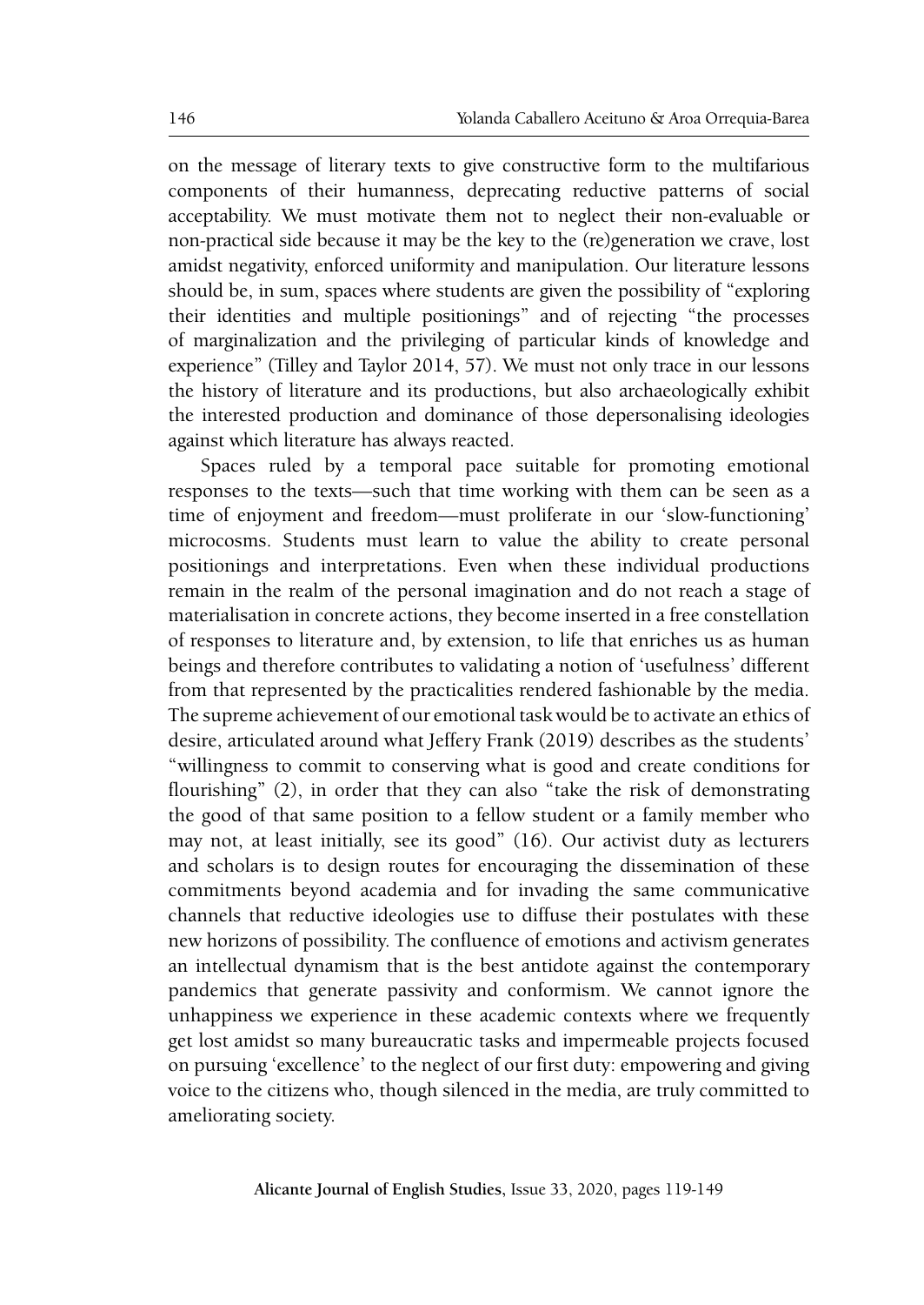on the message of literary texts to give constructive form to the multifarious components of their humanness, deprecating reductive patterns of social acceptability. We must motivate them not to neglect their non-evaluable or non-practical side because it may be the key to the (re)generation we crave, lost amidst negativity, enforced uniformity and manipulation. Our literature lessons should be, in sum, spaces where students are given the possibility of "exploring their identities and multiple positionings" and of rejecting "the processes of marginalization and the privileging of particular kinds of knowledge and experience" (Tilley and Taylor 2014, 57). We must not only trace in our lessons the history of literature and its productions, but also archaeologically exhibit the interested production and dominance of those depersonalising ideologies against which literature has always reacted.

Spaces ruled by a temporal pace suitable for promoting emotional responses to the texts—such that time working with them can be seen as a time of enjoyment and freedom—must proliferate in our 'slow-functioning' microcosms. Students must learn to value the ability to create personal positionings and interpretations. Even when these individual productions remain in the realm of the personal imagination and do not reach a stage of materialisation in concrete actions, they become inserted in a free constellation of responses to literature and, by extension, to life that enriches us as human beings and therefore contributes to validating a notion of 'usefulness' different from that represented by the practicalities rendered fashionable by the media. The supreme achievement of our emotional task would be to activate an ethics of desire, articulated around what Jeffery Frank (2019) describes as the students' "willingness to commit to conserving what is good and create conditions for flourishing" (2), in order that they can also "take the risk of demonstrating the good of that same position to a fellow student or a family member who may not, at least initially, see its good" (16). Our activist duty as lecturers and scholars is to design routes for encouraging the dissemination of these commitments beyond academia and for invading the same communicative channels that reductive ideologies use to diffuse their postulates with these new horizons of possibility. The confluence of emotions and activism generates an intellectual dynamism that is the best antidote against the contemporary pandemics that generate passivity and conformism. We cannot ignore the unhappiness we experience in these academic contexts where we frequently get lost amidst so many bureaucratic tasks and impermeable projects focused on pursuing 'excellence' to the neglect of our first duty: empowering and giving voice to the citizens who, though silenced in the media, are truly committed to ameliorating society.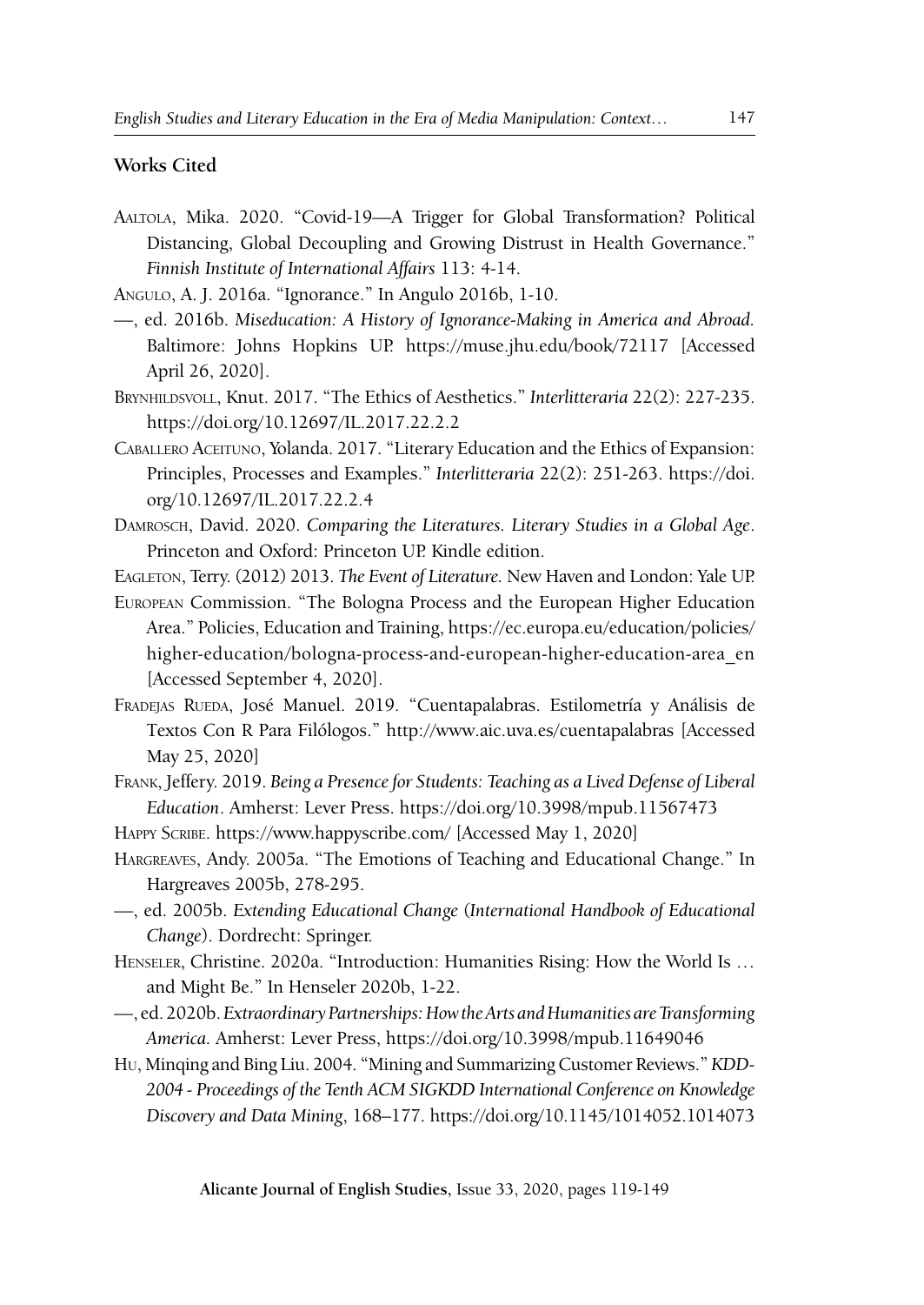## Works Cited

Aaltola, Mika. 2020. "Covid-19—A Trigger for Global Transformation? Political Distancing, Global Decoupling and Growing Distrust in Health Governance." *Finnish Institute of International Affairs* 113: 4-14.

Angulo, A. J. 2016a. "Ignorance." In Angulo 2016b, 1-10.

—, ed. 2016b. *Miseducation: A History of Ignorance-Making in America and Abroad*. Baltimore: Johns Hopkins UP. https://muse.jhu.edu/book/72117 [Accessed April 26, 2020].

Brynhildsvoll, Knut. 2017. "The Ethics of Aesthetics." *Interlitteraria* 22(2): 227-235. https://doi.org/10.12697/IL.2017.22.2.2

Caballero Aceituno, Yolanda. 2017. "Literary Education and the Ethics of Expansion: Principles, Processes and Examples." *Interlitteraria* 22(2): 251-263. https://doi.org/10.12697/IL.2017.22.2.4

Damrosch, David. 2020. *Comparing the Literatures. Literary Studies in a Global Age*. Princeton and Oxford: Princeton UP. Kindle edition.

Eagleton, Terry. (2012) 2013. *The Event of Literature*. New Haven and London: Yale UP.

European Commission. "The Bologna Process and the European Higher Education Area." Policies, Education and Training, https://ec.europa.eu/education/policies/higher-education/bologna-process-and-european-higher-education-area_en [Accessed September 4, 2020].

Fradejas Rueda, José Manuel. 2019. "Cuentapalabras. Estilometría y Análisis de Textos Con R Para Filólogos." http://www.aic.uva.es/cuentapalabras [Accessed May 25, 2020]

Frank, Jeffery. 2019. *Being a Presence for Students: Teaching as a Lived Defense of Liberal Education*. Amherst: Lever Press. https://doi.org/10.3998/mpub.11567473

Happy Scribe. https://www.happyscribe.com/ [Accessed May 1, 2020]

Hargreaves, Andy. 2005a. "The Emotions of Teaching and Educational Change." In Hargreaves 2005b, 278-295.

—, ed. 2005b. *Extending Educational Change* (*International Handbook of Educational Change*). Dordrecht: Springer.

Henseler, Christine. 2020a. "Introduction: Humanities Rising: How the World Is … and Might Be." In Henseler 2020b, 1-22.

—, ed. 2020b. *Extraordinary Partnerships: How the Arts and Humanities are Transforming America*. Amherst: Lever Press, https://doi.org/10.3998/mpub.11649046

Hu, Minqing and Bing Liu. 2004. "Mining and Summarizing Customer Reviews." *KDD-2004 - Proceedings of the Tenth ACM SIGKDD International Conference on Knowledge Discovery and Data Mining*, 168–177. https://doi.org/10.1145/1014052.1014073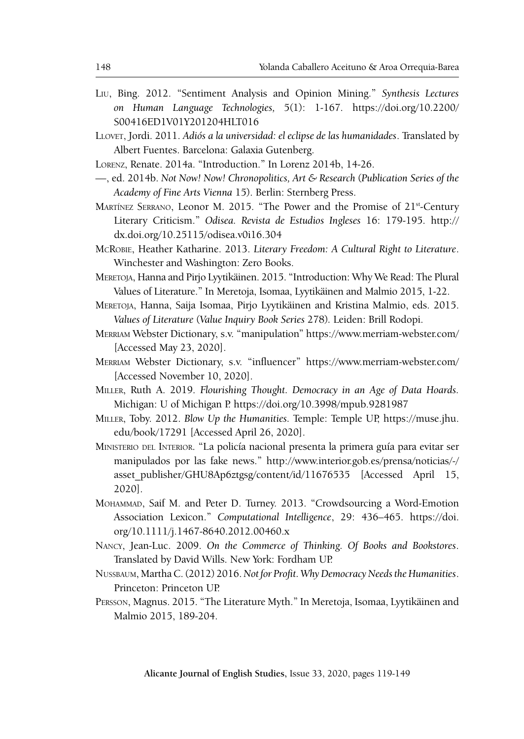Liu, Bing. 2012. "Sentiment Analysis and Opinion Mining." *Synthesis Lectures on Human Language Technologies*, 5(1): 1-167. https://doi.org/10.2200/S00416ED1V01Y201204HLT016

Llovet, Jordi. 2011. *Adiós a la universidad: el eclipse de las humanidades*. Translated by Albert Fuentes. Barcelona: Galaxia Gutenberg.

Lorenz, Renate. 2014a. "Introduction." In Lorenz 2014b, 14-26.

—, ed. 2014b. *Not Now! Now! Chronopolitics, Art & Research* (*Publication Series of the Academy of Fine Arts Vienna* 15). Berlin: Sternberg Press.

Martínez Serrano, Leonor M. 2015. "The Power and the Promise of 21st-Century Literary Criticism." *Odisea. Revista de Estudios Ingleses* 16: 179-195. http://dx.doi.org/10.25115/odisea.v0i16.304

McRobie, Heather Katharine. 2013. *Literary Freedom: A Cultural Right to Literature*. Winchester and Washington: Zero Books.

Meretoja, Hanna and Pirjo Lyytikäinen. 2015. "Introduction: Why We Read: The Plural Values of Literature." In Meretoja, Isomaa, Lyytikäinen and Malmio 2015, 1-22.

Meretoja, Hanna, Saija Isomaa, Pirjo Lyytikäinen and Kristina Malmio, eds. 2015. *Values of Literature* (*Value Inquiry Book Series* 278). Leiden: Brill Rodopi.

Merriam Webster Dictionary, s.v. "manipulation" https://www.merriam-webster.com/ [Accessed May 23, 2020].

Merriam Webster Dictionary, s.v. "influencer" https://www.merriam-webster.com/ [Accessed November 10, 2020].

Miller, Ruth A. 2019. *Flourishing Thought. Democracy in an Age of Data Hoards*. Michigan: U of Michigan P. https://doi.org/10.3998/mpub.9281987

Miller, Toby. 2012. *Blow Up the Humanities*. Temple: Temple UP, https://muse.jhu.edu/book/17291 [Accessed April 26, 2020].

Ministerio del Interior. "La policía nacional presenta la primera guía para evitar ser manipulados por las fake news." http://www.interior.gob.es/prensa/noticias/-/asset_publisher/GHU8Ap6ztgsg/content/id/11676535 [Accessed April 15, 2020].

Mohammad, Saif M. and Peter D. Turney. 2013. "Crowdsourcing a Word-Emotion Association Lexicon." *Computational Intelligence*, 29: 436–465. https://doi.org/10.1111/j.1467-8640.2012.00460.x

Nancy, Jean-Luc. 2009. *On the Commerce of Thinking. Of Books and Bookstores*. Translated by David Wills. New York: Fordham UP.

Nussbaum, Martha C. (2012) 2016. *Not for Profit. Why Democracy Needs the Humanities*. Princeton: Princeton UP.

Persson, Magnus. 2015. "The Literature Myth." In Meretoja, Isomaa, Lyytikäinen and Malmio 2015, 189-204.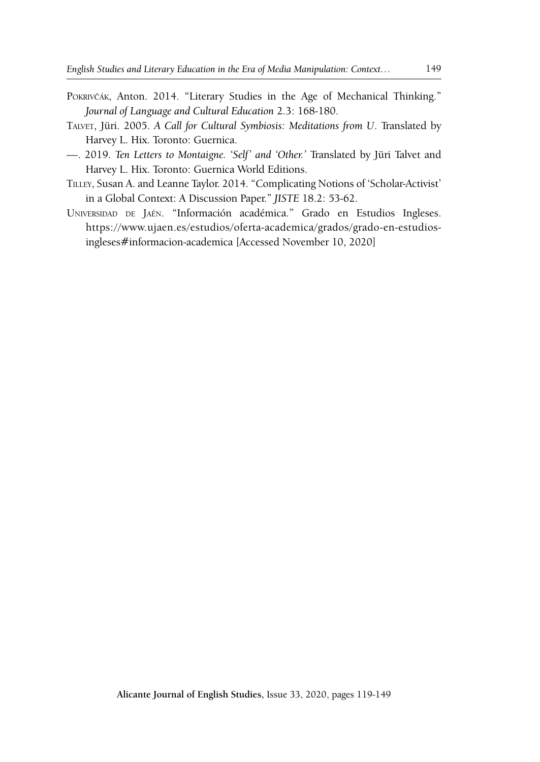Pokrivčák, Anton. 2014. "Literary Studies in the Age of Mechanical Thinking." *Journal of Language and Cultural Education* 2.3: 168-180.

Talvet, Jüri. 2005. *A Call for Cultural Symbiosis: Meditations from U*. Translated by Harvey L. Hix. Toronto: Guernica.

—. 2019. *Ten Letters to Montaigne. 'Self' and 'Other.'* Translated by Jüri Talvet and Harvey L. Hix. Toronto: Guernica World Editions.

Tilley, Susan A. and Leanne Taylor. 2014. "Complicating Notions of 'Scholar-Activist' in a Global Context: A Discussion Paper." *JISTE* 18.2: 53-62.

Universidad de Jaén. "Información académica." Grado en Estudios Ingleses. https://www.ujaen.es/estudios/oferta-academica/grados/grado-en-estudios-ingleses#informacion-academica [Accessed November 10, 2020]